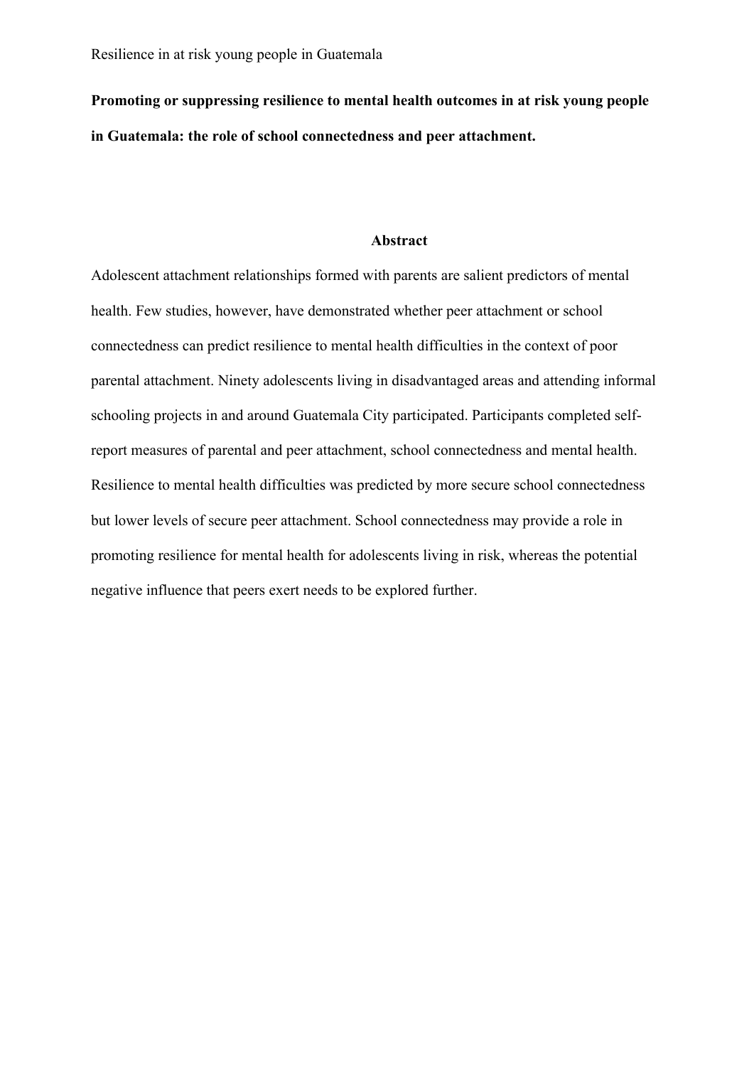**Promoting or suppressing resilience to mental health outcomes in at risk young people in Guatemala: the role of school connectedness and peer attachment.**

## Abstract

Adolescent attachment relationships formed with parents are salient predictors of mental health. Few studies, however, have demonstrated whether peer attachment or school connectedness can predict resilience to mental health difficulties in the context of poor parental attachment. Ninety adolescents living in disadvantaged areas and attending informal schooling projects in and around Guatemala City participated. Participants completed self-report measures of parental and peer attachment, school connectedness and mental health. Resilience to mental health difficulties was predicted by more secure school connectedness but lower levels of secure peer attachment. School connectedness may provide a role in promoting resilience for mental health for adolescents living in risk, whereas the potential negative influence that peers exert needs to be explored further.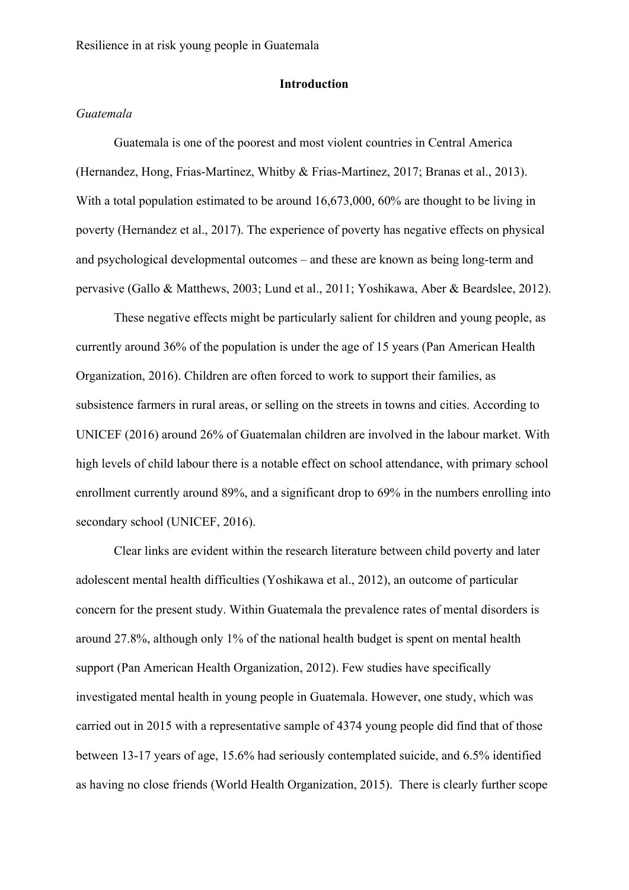## Introduction

### *Guatemala*

Guatemala is one of the poorest and most violent countries in Central America (Hernandez, Hong, Frias-Martinez, Whitby & Frias-Martinez, 2017; Branas et al., 2013). With a total population estimated to be around 16,673,000, 60% are thought to be living in poverty (Hernandez et al., 2017). The experience of poverty has negative effects on physical and psychological developmental outcomes – and these are known as being long-term and pervasive (Gallo & Matthews, 2003; Lund et al., 2011; Yoshikawa, Aber & Beardslee, 2012).

These negative effects might be particularly salient for children and young people, as currently around 36% of the population is under the age of 15 years (Pan American Health Organization, 2016). Children are often forced to work to support their families, as subsistence farmers in rural areas, or selling on the streets in towns and cities. According to UNICEF (2016) around 26% of Guatemalan children are involved in the labour market. With high levels of child labour there is a notable effect on school attendance, with primary school enrollment currently around 89%, and a significant drop to 69% in the numbers enrolling into secondary school (UNICEF, 2016).

Clear links are evident within the research literature between child poverty and later adolescent mental health difficulties (Yoshikawa et al., 2012), an outcome of particular concern for the present study. Within Guatemala the prevalence rates of mental disorders is around 27.8%, although only 1% of the national health budget is spent on mental health support (Pan American Health Organization, 2012). Few studies have specifically investigated mental health in young people in Guatemala. However, one study, which was carried out in 2015 with a representative sample of 4374 young people did find that of those between 13-17 years of age, 15.6% had seriously contemplated suicide, and 6.5% identified as having no close friends (World Health Organization, 2015). There is clearly further scope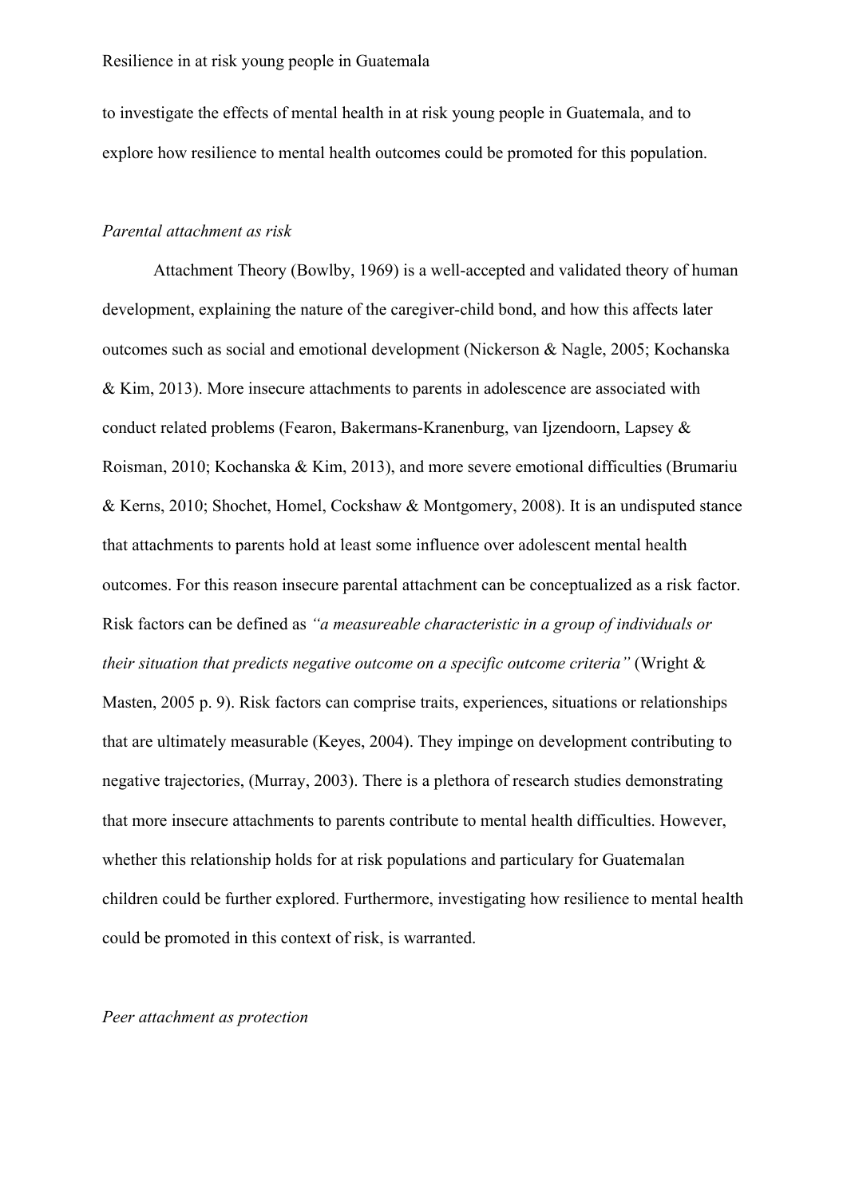to investigate the effects of mental health in at risk young people in Guatemala, and to explore how resilience to mental health outcomes could be promoted for this population.

### *Parental attachment as risk*

Attachment Theory (Bowlby, 1969) is a well-accepted and validated theory of human development, explaining the nature of the caregiver-child bond, and how this affects later outcomes such as social and emotional development (Nickerson & Nagle, 2005; Kochanska & Kim, 2013). More insecure attachments to parents in adolescence are associated with conduct related problems (Fearon, Bakermans-Kranenburg, van Ijzendoorn, Lapsey & Roisman, 2010; Kochanska & Kim, 2013), and more severe emotional difficulties (Brumariu & Kerns, 2010; Shochet, Homel, Cockshaw & Montgomery, 2008). It is an undisputed stance that attachments to parents hold at least some influence over adolescent mental health outcomes. For this reason insecure parental attachment can be conceptualized as a risk factor. Risk factors can be defined as *"a measureable characteristic in a group of individuals or their situation that predicts negative outcome on a specific outcome criteria"* (Wright & Masten, 2005 p. 9). Risk factors can comprise traits, experiences, situations or relationships that are ultimately measurable (Keyes, 2004). They impinge on development contributing to negative trajectories, (Murray, 2003). There is a plethora of research studies demonstrating that more insecure attachments to parents contribute to mental health difficulties. However, whether this relationship holds for at risk populations and particulary for Guatemalan children could be further explored. Furthermore, investigating how resilience to mental health could be promoted in this context of risk, is warranted.

### *Peer attachment as protection*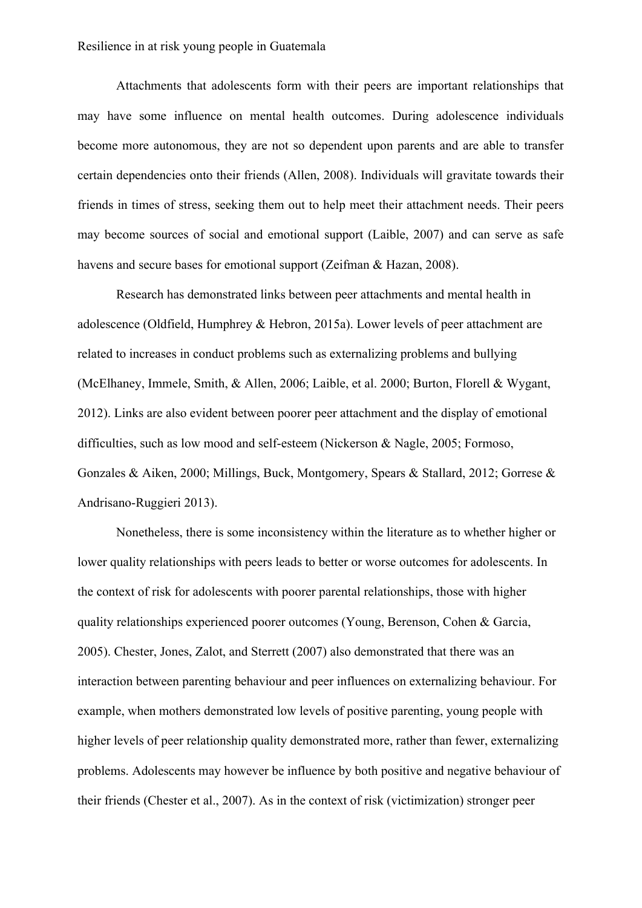Attachments that adolescents form with their peers are important relationships that may have some influence on mental health outcomes. During adolescence individuals become more autonomous, they are not so dependent upon parents and are able to transfer certain dependencies onto their friends (Allen, 2008). Individuals will gravitate towards their friends in times of stress, seeking them out to help meet their attachment needs. Their peers may become sources of social and emotional support (Laible, 2007) and can serve as safe havens and secure bases for emotional support (Zeifman & Hazan, 2008).

Research has demonstrated links between peer attachments and mental health in adolescence (Oldfield, Humphrey & Hebron, 2015a). Lower levels of peer attachment are related to increases in conduct problems such as externalizing problems and bullying (McElhaney, Immele, Smith, & Allen, 2006; Laible, et al. 2000; Burton, Florell & Wygant, 2012). Links are also evident between poorer peer attachment and the display of emotional difficulties, such as low mood and self-esteem (Nickerson & Nagle, 2005; Formoso, Gonzales & Aiken, 2000; Millings, Buck, Montgomery, Spears & Stallard, 2012; Gorrese & Andrisano-Ruggieri 2013).

Nonetheless, there is some inconsistency within the literature as to whether higher or lower quality relationships with peers leads to better or worse outcomes for adolescents. In the context of risk for adolescents with poorer parental relationships, those with higher quality relationships experienced poorer outcomes (Young, Berenson, Cohen & Garcia, 2005). Chester, Jones, Zalot, and Sterrett (2007) also demonstrated that there was an interaction between parenting behaviour and peer influences on externalizing behaviour. For example, when mothers demonstrated low levels of positive parenting, young people with higher levels of peer relationship quality demonstrated more, rather than fewer, externalizing problems. Adolescents may however be influence by both positive and negative behaviour of their friends (Chester et al., 2007). As in the context of risk (victimization) stronger peer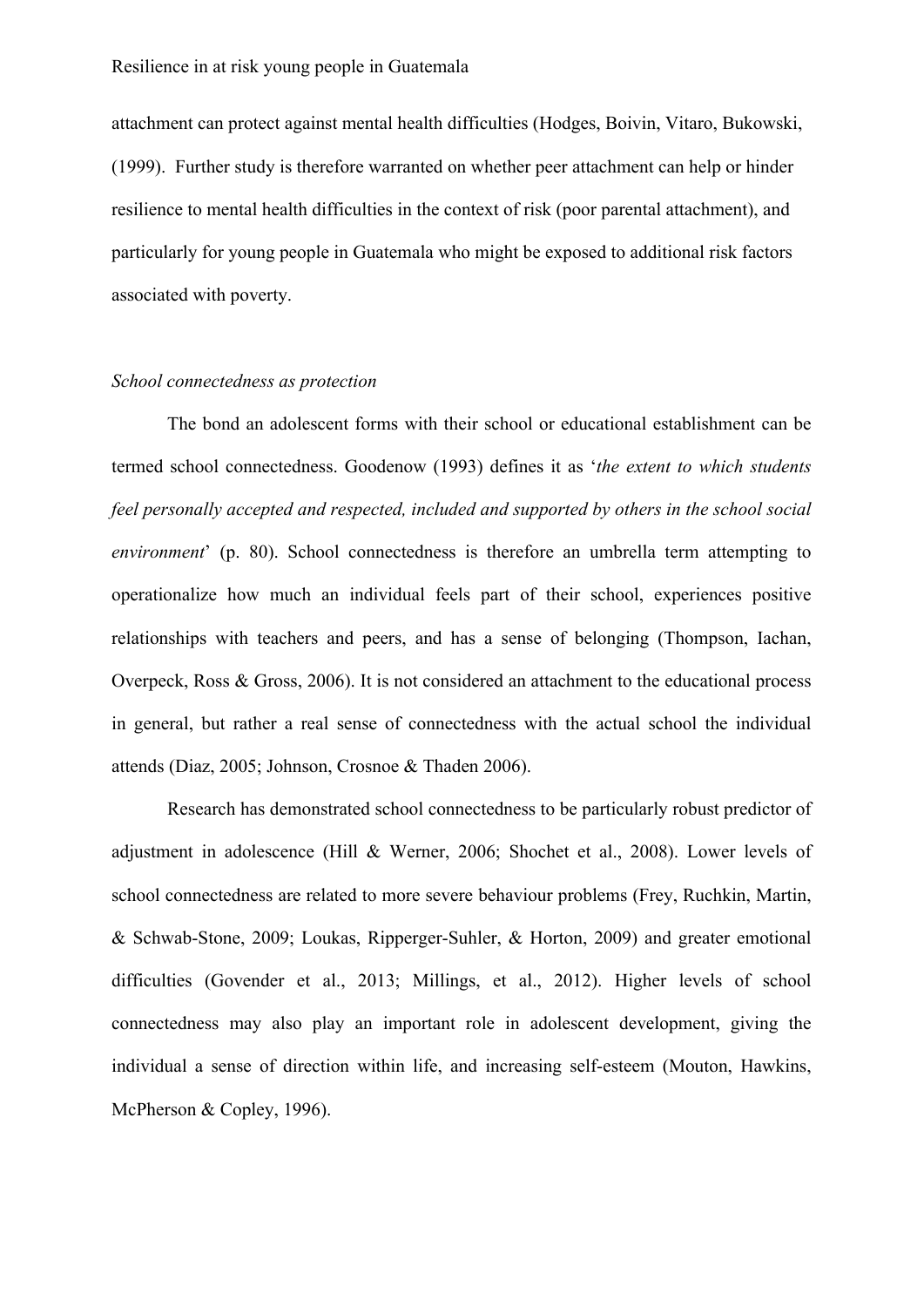attachment can protect against mental health difficulties (Hodges, Boivin, Vitaro, Bukowski, (1999). Further study is therefore warranted on whether peer attachment can help or hinder resilience to mental health difficulties in the context of risk (poor parental attachment), and particularly for young people in Guatemala who might be exposed to additional risk factors associated with poverty.

*School connectedness as protection*

The bond an adolescent forms with their school or educational establishment can be termed school connectedness. Goodenow (1993) defines it as '*the extent to which students feel personally accepted and respected, included and supported by others in the school social environment*' (p. 80). School connectedness is therefore an umbrella term attempting to operationalize how much an individual feels part of their school, experiences positive relationships with teachers and peers, and has a sense of belonging (Thompson, Iachan, Overpeck, Ross & Gross, 2006). It is not considered an attachment to the educational process in general, but rather a real sense of connectedness with the actual school the individual attends (Diaz, 2005; Johnson, Crosnoe & Thaden 2006).

Research has demonstrated school connectedness to be particularly robust predictor of adjustment in adolescence (Hill & Werner, 2006; Shochet et al., 2008). Lower levels of school connectedness are related to more severe behaviour problems (Frey, Ruchkin, Martin, & Schwab-Stone, 2009; Loukas, Ripperger-Suhler, & Horton, 2009) and greater emotional difficulties (Govender et al., 2013; Millings, et al., 2012). Higher levels of school connectedness may also play an important role in adolescent development, giving the individual a sense of direction within life, and increasing self-esteem (Mouton, Hawkins, McPherson & Copley, 1996).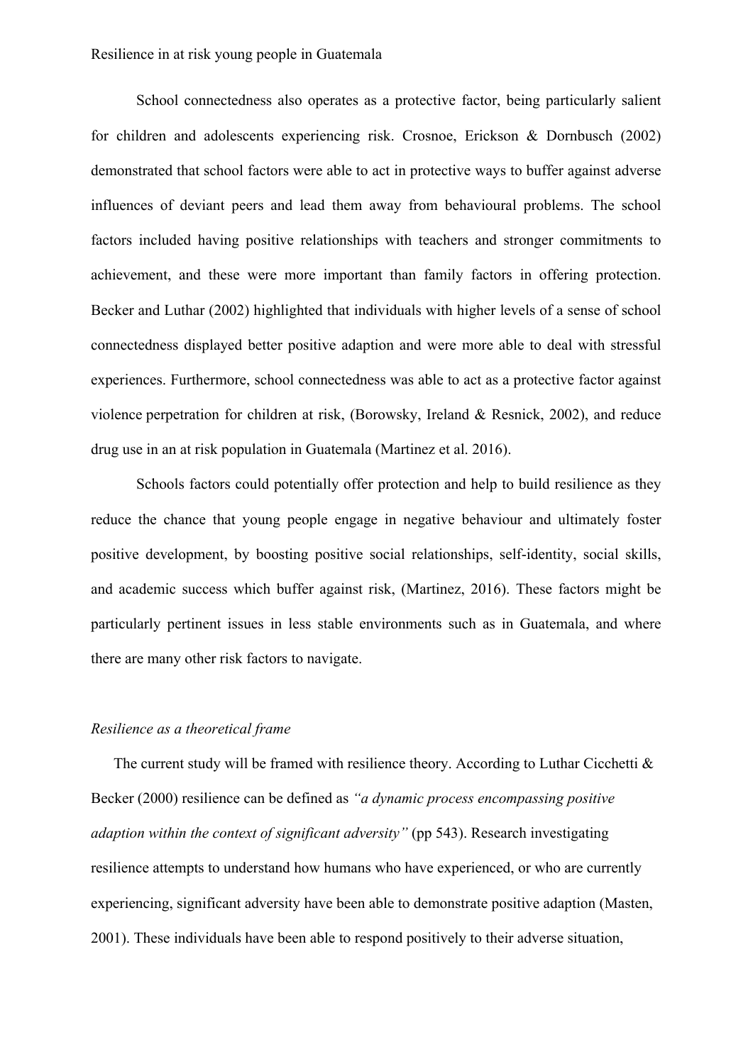School connectedness also operates as a protective factor, being particularly salient for children and adolescents experiencing risk. Crosnoe, Erickson & Dornbusch (2002) demonstrated that school factors were able to act in protective ways to buffer against adverse influences of deviant peers and lead them away from behavioural problems. The school factors included having positive relationships with teachers and stronger commitments to achievement, and these were more important than family factors in offering protection. Becker and Luthar (2002) highlighted that individuals with higher levels of a sense of school connectedness displayed better positive adaption and were more able to deal with stressful experiences. Furthermore, school connectedness was able to act as a protective factor against violence perpetration for children at risk, (Borowsky, Ireland & Resnick, 2002), and reduce drug use in an at risk population in Guatemala (Martinez et al. 2016).

Schools factors could potentially offer protection and help to build resilience as they reduce the chance that young people engage in negative behaviour and ultimately foster positive development, by boosting positive social relationships, self-identity, social skills, and academic success which buffer against risk, (Martinez, 2016). These factors might be particularly pertinent issues in less stable environments such as in Guatemala, and where there are many other risk factors to navigate.

*Resilience as a theoretical frame*

The current study will be framed with resilience theory. According to Luthar Cicchetti & Becker (2000) resilience can be defined as *"a dynamic process encompassing positive adaption within the context of significant adversity"* (pp 543). Research investigating resilience attempts to understand how humans who have experienced, or who are currently experiencing, significant adversity have been able to demonstrate positive adaption (Masten, 2001). These individuals have been able to respond positively to their adverse situation,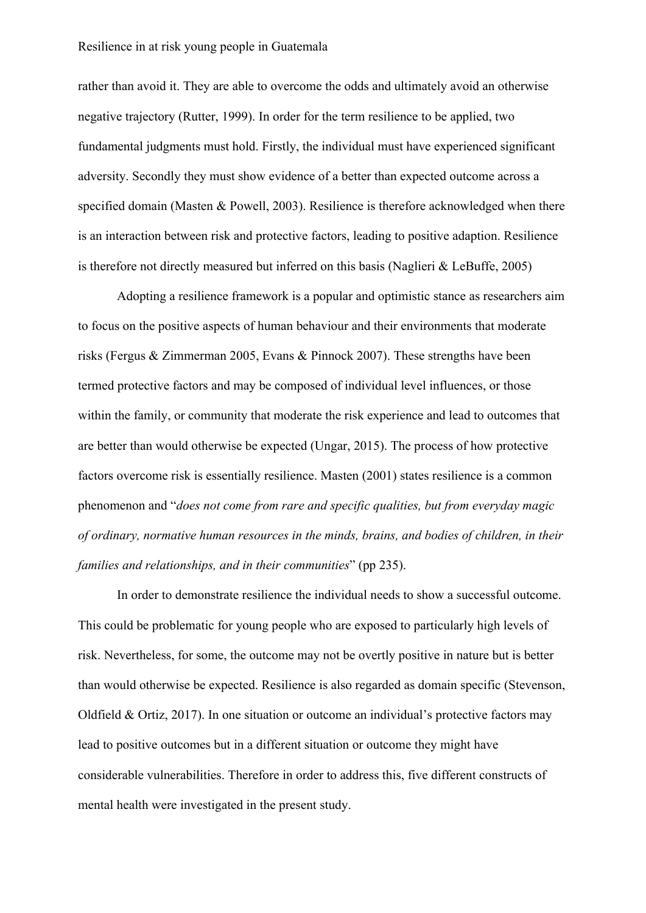rather than avoid it. They are able to overcome the odds and ultimately avoid an otherwise negative trajectory (Rutter, 1999). In order for the term resilience to be applied, two fundamental judgments must hold. Firstly, the individual must have experienced significant adversity. Secondly they must show evidence of a better than expected outcome across a specified domain (Masten & Powell, 2003). Resilience is therefore acknowledged when there is an interaction between risk and protective factors, leading to positive adaption. Resilience is therefore not directly measured but inferred on this basis (Naglieri & LeBuffe, 2005)

Adopting a resilience framework is a popular and optimistic stance as researchers aim to focus on the positive aspects of human behaviour and their environments that moderate risks (Fergus & Zimmerman 2005, Evans & Pinnock 2007). These strengths have been termed protective factors and may be composed of individual level influences, or those within the family, or community that moderate the risk experience and lead to outcomes that are better than would otherwise be expected (Ungar, 2015). The process of how protective factors overcome risk is essentially resilience. Masten (2001) states resilience is a common phenomenon and "*does not come from rare and specific qualities, but from everyday magic of ordinary, normative human resources in the minds, brains, and bodies of children, in their families and relationships, and in their communities*" (pp 235).

In order to demonstrate resilience the individual needs to show a successful outcome. This could be problematic for young people who are exposed to particularly high levels of risk. Nevertheless, for some, the outcome may not be overtly positive in nature but is better than would otherwise be expected. Resilience is also regarded as domain specific (Stevenson, Oldfield & Ortiz, 2017). In one situation or outcome an individual's protective factors may lead to positive outcomes but in a different situation or outcome they might have considerable vulnerabilities. Therefore in order to address this, five different constructs of mental health were investigated in the present study.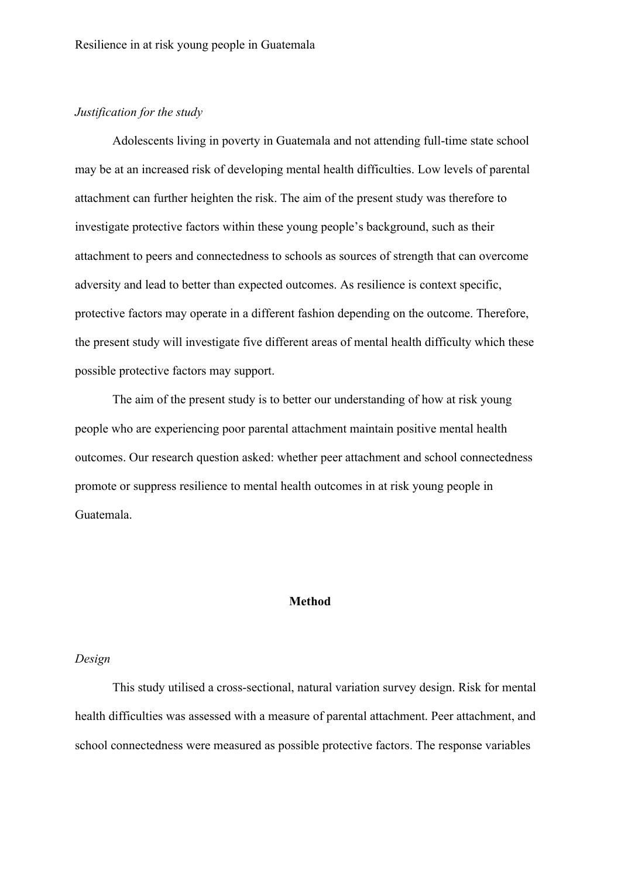*Justification for the study*

Adolescents living in poverty in Guatemala and not attending full-time state school may be at an increased risk of developing mental health difficulties. Low levels of parental attachment can further heighten the risk. The aim of the present study was therefore to investigate protective factors within these young people's background, such as their attachment to peers and connectedness to schools as sources of strength that can overcome adversity and lead to better than expected outcomes. As resilience is context specific, protective factors may operate in a different fashion depending on the outcome. Therefore, the present study will investigate five different areas of mental health difficulty which these possible protective factors may support.

The aim of the present study is to better our understanding of how at risk young people who are experiencing poor parental attachment maintain positive mental health outcomes. Our research question asked: whether peer attachment and school connectedness promote or suppress resilience to mental health outcomes in at risk young people in Guatemala.

## Method

*Design*

This study utilised a cross-sectional, natural variation survey design. Risk for mental health difficulties was assessed with a measure of parental attachment. Peer attachment, and school connectedness were measured as possible protective factors. The response variables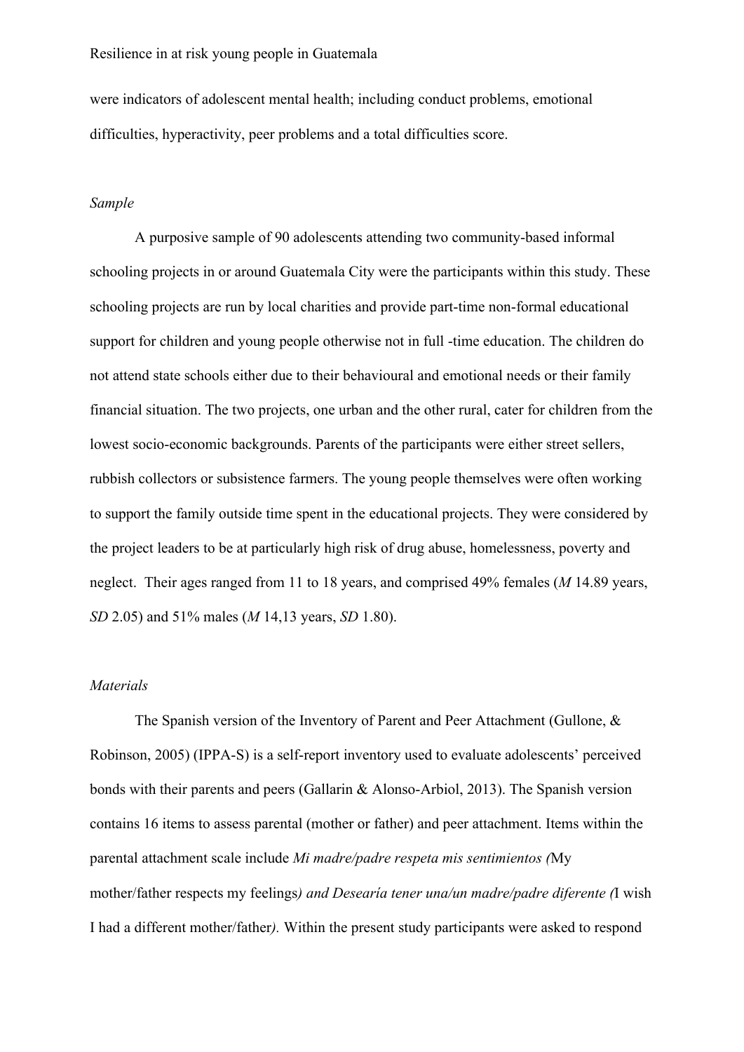were indicators of adolescent mental health; including conduct problems, emotional difficulties, hyperactivity, peer problems and a total difficulties score.

*Sample*

A purposive sample of 90 adolescents attending two community-based informal schooling projects in or around Guatemala City were the participants within this study. These schooling projects are run by local charities and provide part-time non-formal educational support for children and young people otherwise not in full -time education. The children do not attend state schools either due to their behavioural and emotional needs or their family financial situation. The two projects, one urban and the other rural, cater for children from the lowest socio-economic backgrounds. Parents of the participants were either street sellers, rubbish collectors or subsistence farmers. The young people themselves were often working to support the family outside time spent in the educational projects. They were considered by the project leaders to be at particularly high risk of drug abuse, homelessness, poverty and neglect. Their ages ranged from 11 to 18 years, and comprised 49% females (*M* 14.89 years, *SD* 2.05) and 51% males (*M* 14,13 years, *SD* 1.80).

*Materials*

The Spanish version of the Inventory of Parent and Peer Attachment (Gullone, & Robinson, 2005) (IPPA-S) is a self-report inventory used to evaluate adolescents' perceived bonds with their parents and peers (Gallarin & Alonso-Arbiol, 2013). The Spanish version contains 16 items to assess parental (mother or father) and peer attachment. Items within the parental attachment scale include *Mi madre/padre respeta mis sentimientos (*My mother/father respects my feelings*) and Desearía tener una/un madre/padre diferente (*I wish I had a different mother/father*).* Within the present study participants were asked to respond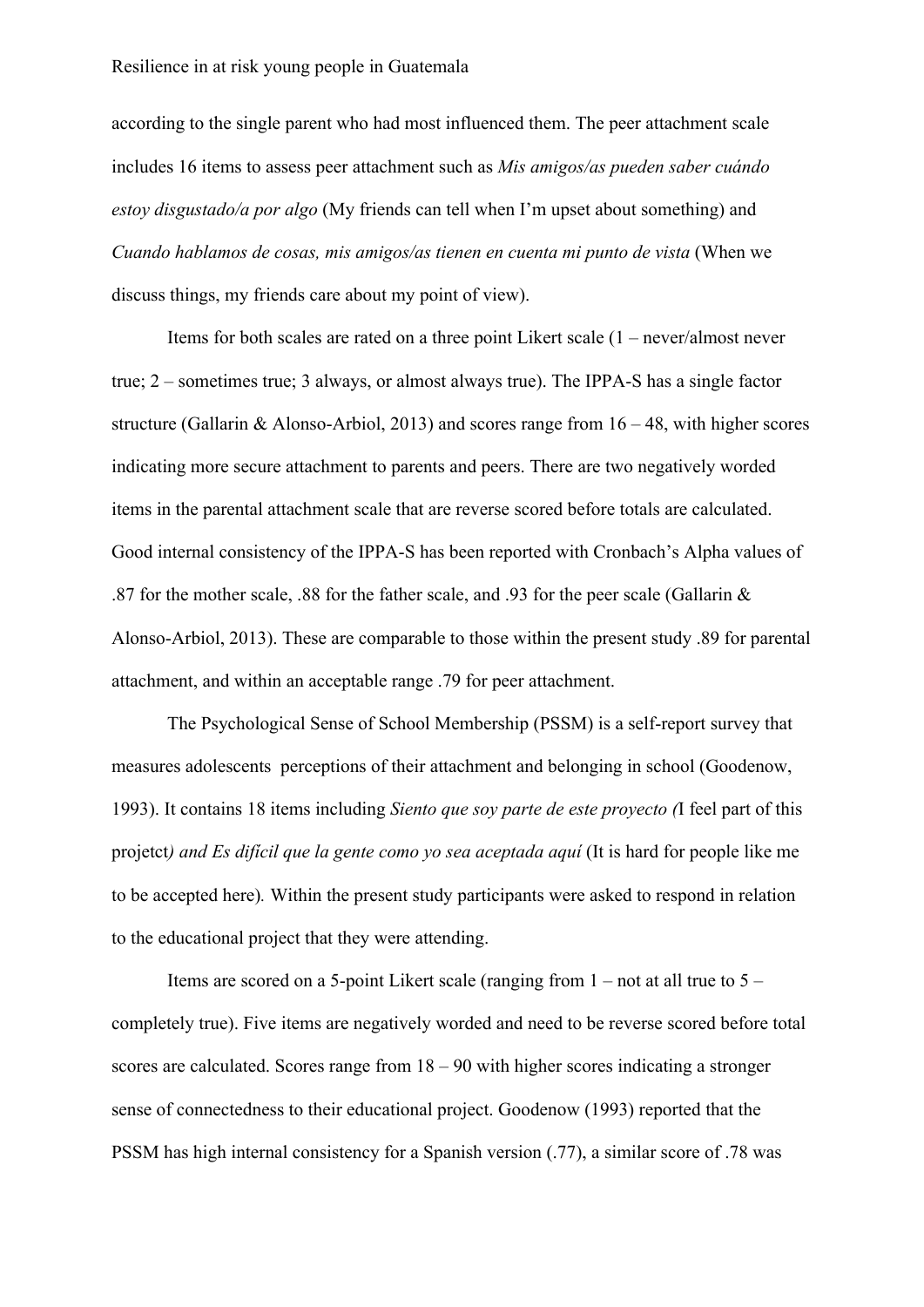according to the single parent who had most influenced them. The peer attachment scale includes 16 items to assess peer attachment such as *Mis amigos/as pueden saber cuándo estoy disgustado/a por algo* (My friends can tell when I'm upset about something) and *Cuando hablamos de cosas, mis amigos/as tienen en cuenta mi punto de vista* (When we discuss things, my friends care about my point of view).

Items for both scales are rated on a three point Likert scale (1 – never/almost never true; 2 – sometimes true; 3 always, or almost always true). The IPPA-S has a single factor structure (Gallarin & Alonso-Arbiol, 2013) and scores range from 16 – 48, with higher scores indicating more secure attachment to parents and peers. There are two negatively worded items in the parental attachment scale that are reverse scored before totals are calculated. Good internal consistency of the IPPA-S has been reported with Cronbach's Alpha values of .87 for the mother scale, .88 for the father scale, and .93 for the peer scale (Gallarin & Alonso-Arbiol, 2013). These are comparable to those within the present study .89 for parental attachment, and within an acceptable range .79 for peer attachment.

The Psychological Sense of School Membership (PSSM) is a self-report survey that measures adolescents  perceptions of their attachment and belonging in school (Goodenow, 1993). It contains 18 items including *Siento que soy parte de este proyecto (*I feel part of this projetct*) and Es difícil que la gente como yo sea aceptada aquí* (It is hard for people like me to be accepted here)*.* Within the present study participants were asked to respond in relation to the educational project that they were attending.

Items are scored on a 5-point Likert scale (ranging from 1 – not at all true to 5 – completely true). Five items are negatively worded and need to be reverse scored before total scores are calculated. Scores range from 18 – 90 with higher scores indicating a stronger sense of connectedness to their educational project. Goodenow (1993) reported that the PSSM has high internal consistency for a Spanish version (.77), a similar score of .78 was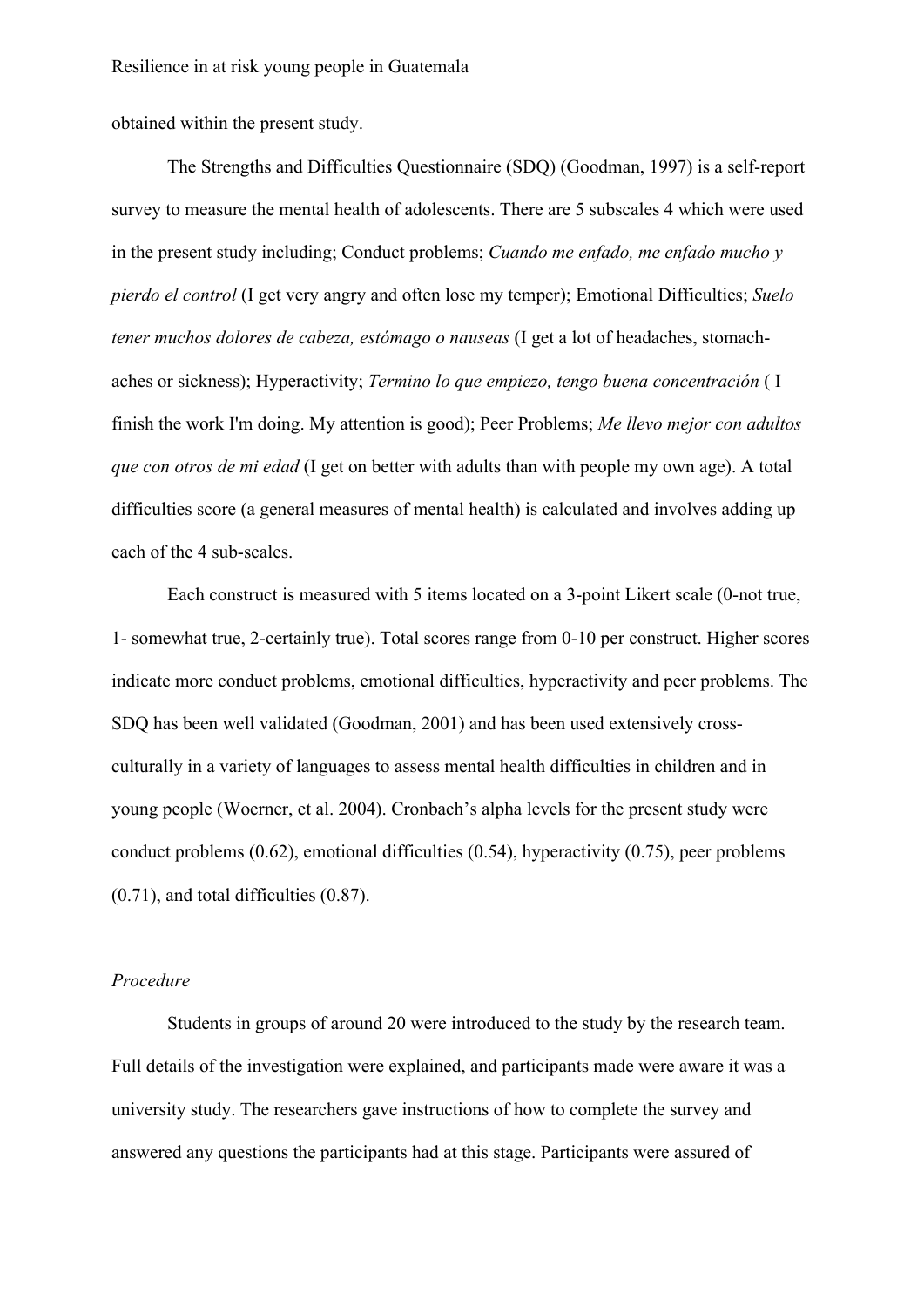obtained within the present study.

The Strengths and Difficulties Questionnaire (SDQ) (Goodman, 1997) is a self-report survey to measure the mental health of adolescents. There are 5 subscales 4 which were used in the present study including; Conduct problems; *Cuando me enfado, me enfado mucho y pierdo el control* (I get very angry and often lose my temper); Emotional Difficulties; *Suelo tener muchos dolores de cabeza, estómago o nauseas* (I get a lot of headaches, stomach-aches or sickness); Hyperactivity; *Termino lo que empiezo, tengo buena concentración* ( I finish the work I'm doing. My attention is good); Peer Problems; *Me llevo mejor con adultos que con otros de mi edad* (I get on better with adults than with people my own age). A total difficulties score (a general measures of mental health) is calculated and involves adding up each of the 4 sub-scales.

Each construct is measured with 5 items located on a 3-point Likert scale (0-not true, 1- somewhat true, 2-certainly true). Total scores range from 0-10 per construct. Higher scores indicate more conduct problems, emotional difficulties, hyperactivity and peer problems. The SDQ has been well validated (Goodman, 2001) and has been used extensively cross-culturally in a variety of languages to assess mental health difficulties in children and in young people (Woerner, et al. 2004). Cronbach's alpha levels for the present study were conduct problems (0.62), emotional difficulties (0.54), hyperactivity (0.75), peer problems (0.71), and total difficulties (0.87).

*Procedure*

Students in groups of around 20 were introduced to the study by the research team. Full details of the investigation were explained, and participants made were aware it was a university study. The researchers gave instructions of how to complete the survey and answered any questions the participants had at this stage. Participants were assured of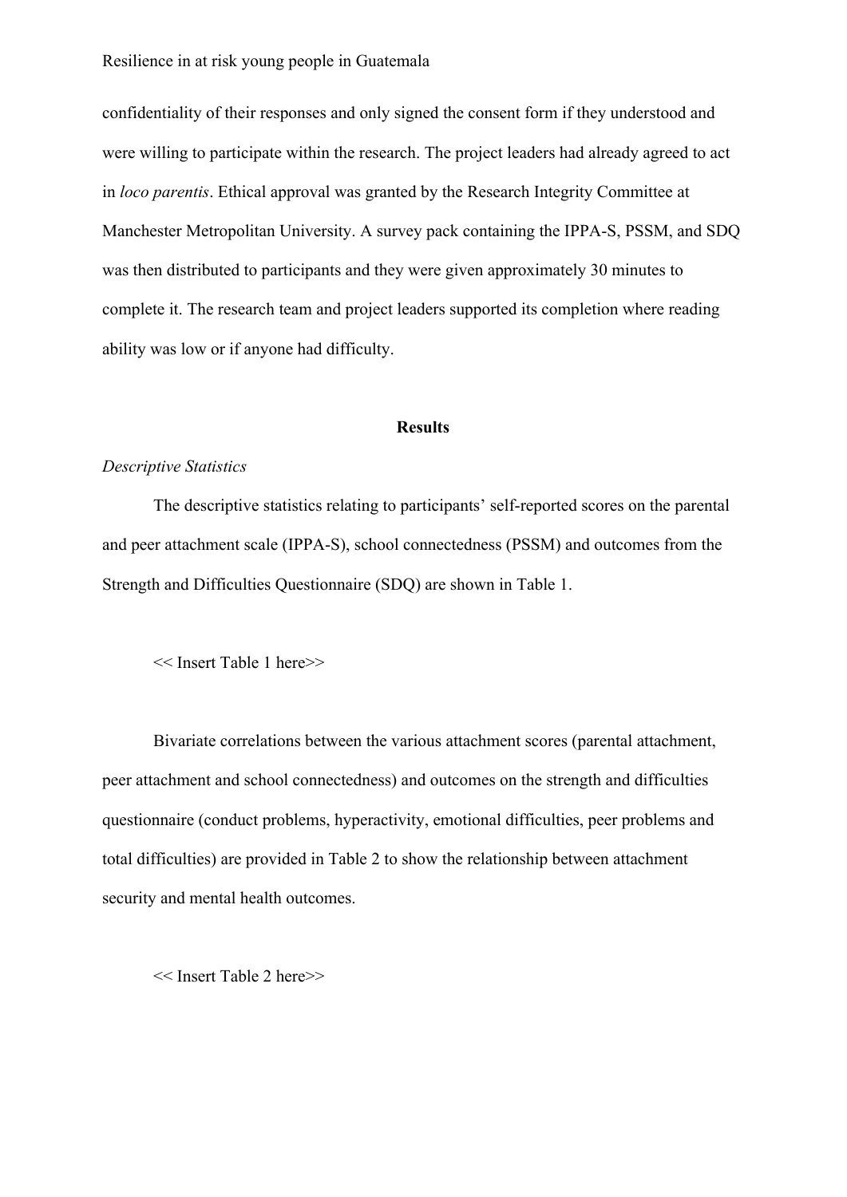confidentiality of their responses and only signed the consent form if they understood and were willing to participate within the research. The project leaders had already agreed to act in *loco parentis*. Ethical approval was granted by the Research Integrity Committee at Manchester Metropolitan University. A survey pack containing the IPPA-S, PSSM, and SDQ was then distributed to participants and they were given approximately 30 minutes to complete it. The research team and project leaders supported its completion where reading ability was low or if anyone had difficulty.

## Results

*Descriptive Statistics*

The descriptive statistics relating to participants' self-reported scores on the parental and peer attachment scale (IPPA-S), school connectedness (PSSM) and outcomes from the Strength and Difficulties Questionnaire (SDQ) are shown in Table 1.

<< Insert Table 1 here>>

Bivariate correlations between the various attachment scores (parental attachment, peer attachment and school connectedness) and outcomes on the strength and difficulties questionnaire (conduct problems, hyperactivity, emotional difficulties, peer problems and total difficulties) are provided in Table 2 to show the relationship between attachment security and mental health outcomes.

<< Insert Table 2 here>>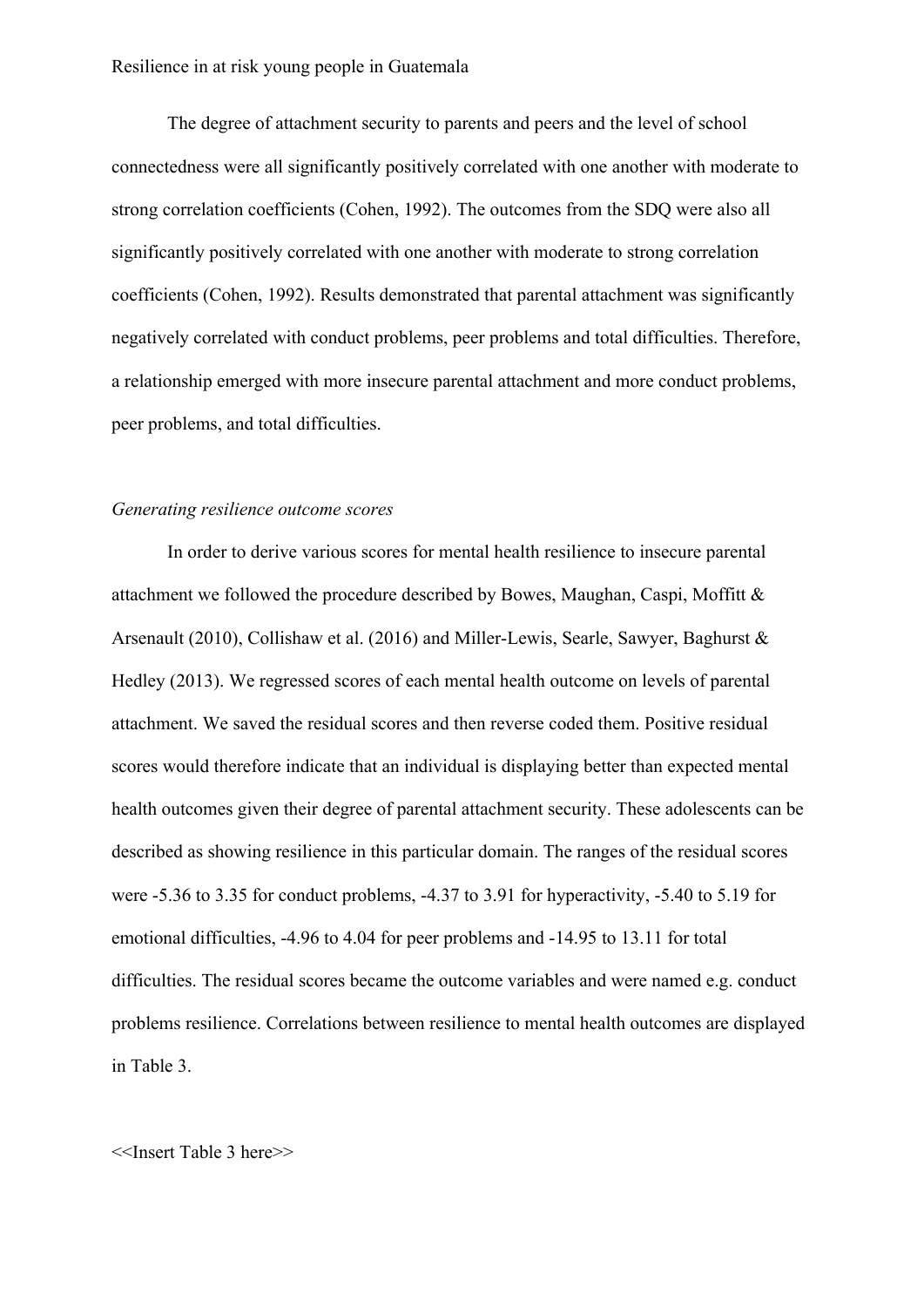The degree of attachment security to parents and peers and the level of school connectedness were all significantly positively correlated with one another with moderate to strong correlation coefficients (Cohen, 1992). The outcomes from the SDQ were also all significantly positively correlated with one another with moderate to strong correlation coefficients (Cohen, 1992). Results demonstrated that parental attachment was significantly negatively correlated with conduct problems, peer problems and total difficulties. Therefore, a relationship emerged with more insecure parental attachment and more conduct problems, peer problems, and total difficulties.

*Generating resilience outcome scores*

In order to derive various scores for mental health resilience to insecure parental attachment we followed the procedure described by Bowes, Maughan, Caspi, Moffitt & Arsenault (2010), Collishaw et al. (2016) and Miller-Lewis, Searle, Sawyer, Baghurst & Hedley (2013). We regressed scores of each mental health outcome on levels of parental attachment. We saved the residual scores and then reverse coded them. Positive residual scores would therefore indicate that an individual is displaying better than expected mental health outcomes given their degree of parental attachment security. These adolescents can be described as showing resilience in this particular domain. The ranges of the residual scores were -5.36 to 3.35 for conduct problems, -4.37 to 3.91 for hyperactivity, -5.40 to 5.19 for emotional difficulties, -4.96 to 4.04 for peer problems and -14.95 to 13.11 for total difficulties. The residual scores became the outcome variables and were named e.g. conduct problems resilience. Correlations between resilience to mental health outcomes are displayed in Table 3.

<<Insert Table 3 here>>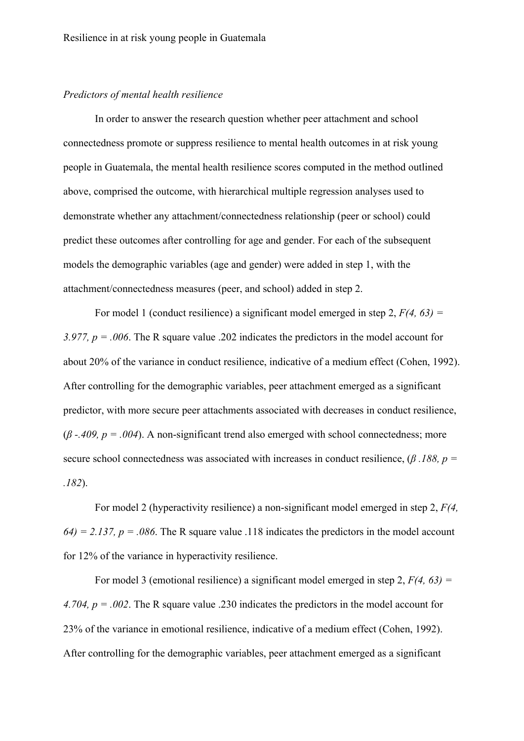*Predictors of mental health resilience*

In order to answer the research question whether peer attachment and school connectedness promote or suppress resilience to mental health outcomes in at risk young people in Guatemala, the mental health resilience scores computed in the method outlined above, comprised the outcome, with hierarchical multiple regression analyses used to demonstrate whether any attachment/connectedness relationship (peer or school) could predict these outcomes after controlling for age and gender. For each of the subsequent models the demographic variables (age and gender) were added in step 1, with the attachment/connectedness measures (peer, and school) added in step 2.

For model 1 (conduct resilience) a significant model emerged in step 2, $F(4, 63) = 3.977$, $p = .006$. The R square value .202 indicates the predictors in the model account for about 20% of the variance in conduct resilience, indicative of a medium effect (Cohen, 1992). After controlling for the demographic variables, peer attachment emerged as a significant predictor, with more secure peer attachments associated with decreases in conduct resilience, ($\beta$ -.409, $p = .004$). A non-significant trend also emerged with school connectedness; more secure school connectedness was associated with increases in conduct resilience, ($\beta$ .188, $p = .182$).

For model 2 (hyperactivity resilience) a non-significant model emerged in step 2, $F(4, 64) = 2.137$, $p = .086$. The R square value .118 indicates the predictors in the model account for 12% of the variance in hyperactivity resilience.

For model 3 (emotional resilience) a significant model emerged in step 2, $F(4, 63) = 4.704$, $p = .002$. The R square value .230 indicates the predictors in the model account for 23% of the variance in emotional resilience, indicative of a medium effect (Cohen, 1992). After controlling for the demographic variables, peer attachment emerged as a significant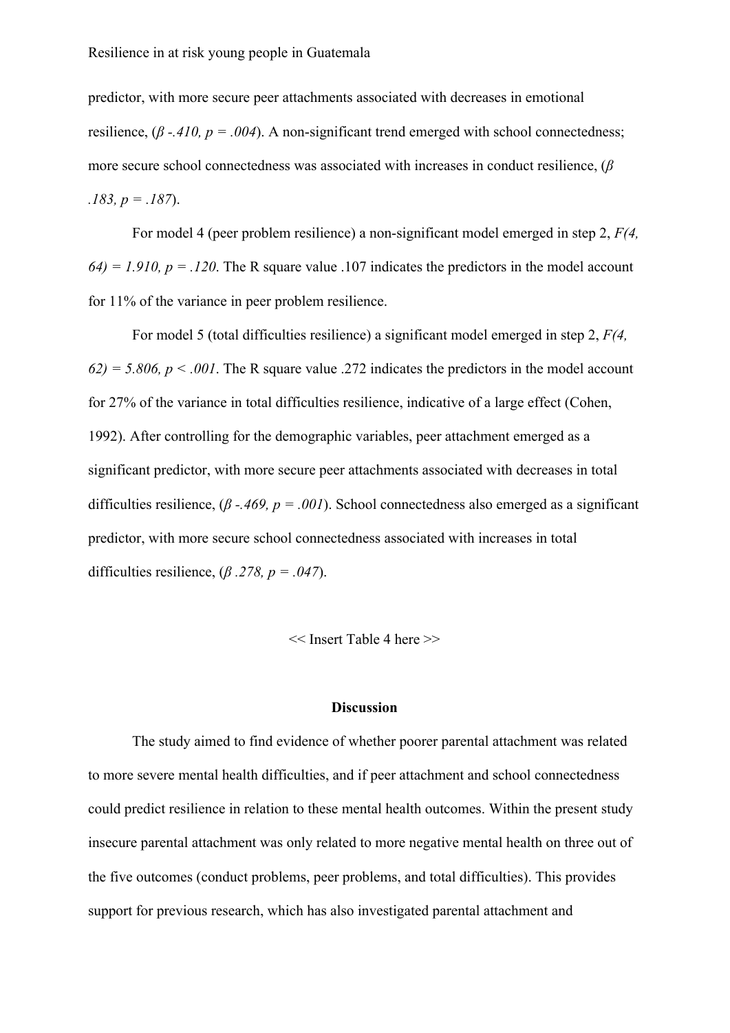predictor, with more secure peer attachments associated with decreases in emotional resilience, ($\beta$ *-.410, p = .004*). A non-significant trend emerged with school connectedness; more secure school connectedness was associated with increases in conduct resilience, ($\beta$ *.183, p = .187*).

For model 4 (peer problem resilience) a non-significant model emerged in step 2, $F(4, 64) = 1.910$, $p = .120$. The R square value .107 indicates the predictors in the model account for 11% of the variance in peer problem resilience.

For model 5 (total difficulties resilience) a significant model emerged in step 2, $F(4, 62) = 5.806$, $p < .001$. The R square value .272 indicates the predictors in the model account for 27% of the variance in total difficulties resilience, indicative of a large effect (Cohen, 1992). After controlling for the demographic variables, peer attachment emerged as a significant predictor, with more secure peer attachments associated with decreases in total difficulties resilience, ($\beta$ *-.469, p = .001*). School connectedness also emerged as a significant predictor, with more secure school connectedness associated with increases in total difficulties resilience, ($\beta$ *.278, p = .047*).

<< Insert Table 4 here >>

## Discussion

The study aimed to find evidence of whether poorer parental attachment was related to more severe mental health difficulties, and if peer attachment and school connectedness could predict resilience in relation to these mental health outcomes. Within the present study insecure parental attachment was only related to more negative mental health on three out of the five outcomes (conduct problems, peer problems, and total difficulties). This provides support for previous research, which has also investigated parental attachment and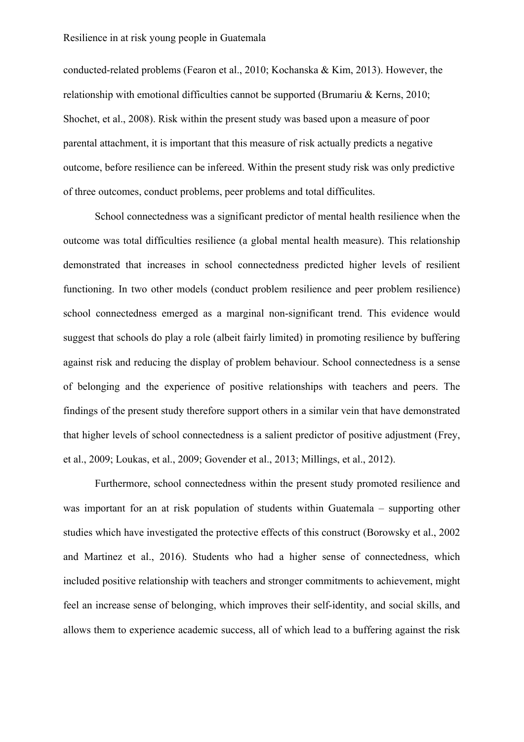conducted-related problems (Fearon et al., 2010; Kochanska & Kim, 2013). However, the relationship with emotional difficulties cannot be supported (Brumariu & Kerns, 2010; Shochet, et al., 2008). Risk within the present study was based upon a measure of poor parental attachment, it is important that this measure of risk actually predicts a negative outcome, before resilience can be infereed. Within the present study risk was only predictive of three outcomes, conduct problems, peer problems and total difficulites.

School connectedness was a significant predictor of mental health resilience when the outcome was total difficulties resilience (a global mental health measure). This relationship demonstrated that increases in school connectedness predicted higher levels of resilient functioning. In two other models (conduct problem resilience and peer problem resilience) school connectedness emerged as a marginal non-significant trend. This evidence would suggest that schools do play a role (albeit fairly limited) in promoting resilience by buffering against risk and reducing the display of problem behaviour. School connectedness is a sense of belonging and the experience of positive relationships with teachers and peers. The findings of the present study therefore support others in a similar vein that have demonstrated that higher levels of school connectedness is a salient predictor of positive adjustment (Frey, et al., 2009; Loukas, et al., 2009; Govender et al., 2013; Millings, et al., 2012).

Furthermore, school connectedness within the present study promoted resilience and was important for an at risk population of students within Guatemala – supporting other studies which have investigated the protective effects of this construct (Borowsky et al., 2002 and Martinez et al., 2016). Students who had a higher sense of connectedness, which included positive relationship with teachers and stronger commitments to achievement, might feel an increase sense of belonging, which improves their self-identity, and social skills, and allows them to experience academic success, all of which lead to a buffering against the risk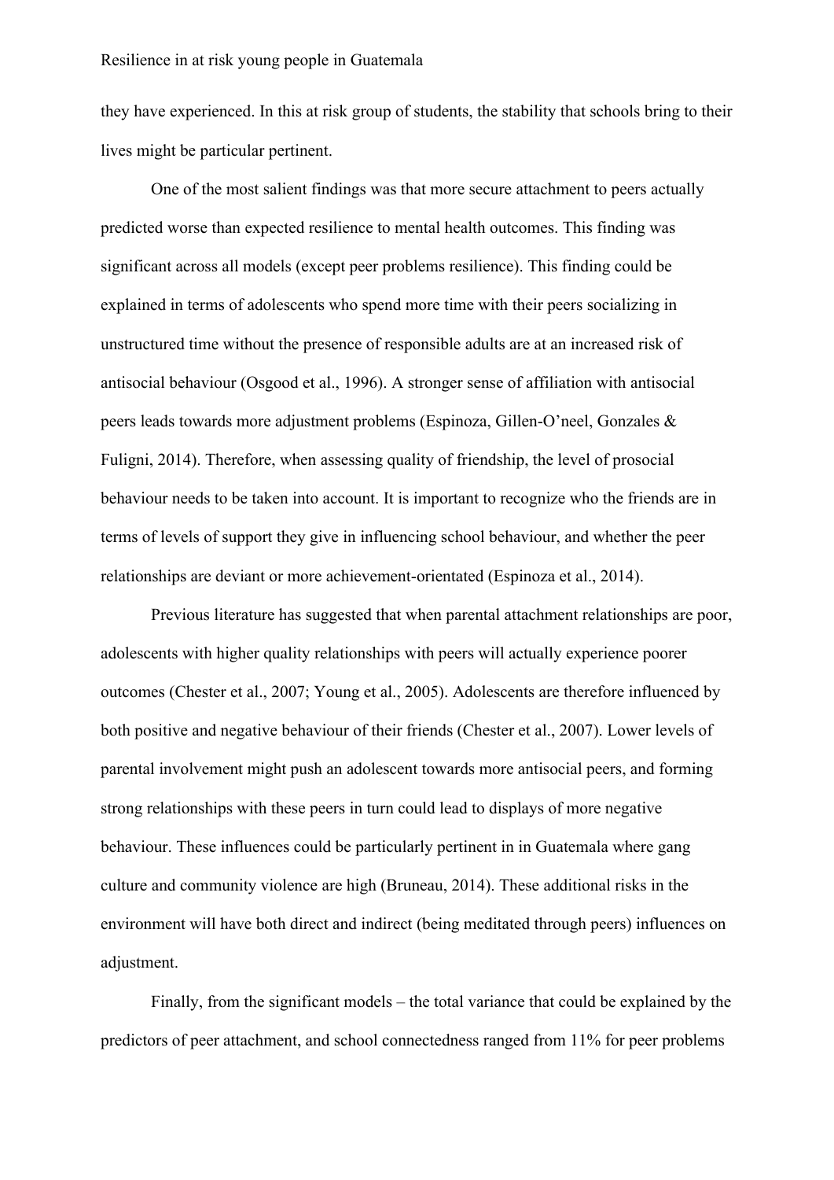they have experienced. In this at risk group of students, the stability that schools bring to their lives might be particular pertinent.

One of the most salient findings was that more secure attachment to peers actually predicted worse than expected resilience to mental health outcomes. This finding was significant across all models (except peer problems resilience). This finding could be explained in terms of adolescents who spend more time with their peers socializing in unstructured time without the presence of responsible adults are at an increased risk of antisocial behaviour (Osgood et al., 1996). A stronger sense of affiliation with antisocial peers leads towards more adjustment problems (Espinoza, Gillen-O'neel, Gonzales & Fuligni, 2014). Therefore, when assessing quality of friendship, the level of prosocial behaviour needs to be taken into account. It is important to recognize who the friends are in terms of levels of support they give in influencing school behaviour, and whether the peer relationships are deviant or more achievement-orientated (Espinoza et al., 2014).

Previous literature has suggested that when parental attachment relationships are poor, adolescents with higher quality relationships with peers will actually experience poorer outcomes (Chester et al., 2007; Young et al., 2005). Adolescents are therefore influenced by both positive and negative behaviour of their friends (Chester et al., 2007). Lower levels of parental involvement might push an adolescent towards more antisocial peers, and forming strong relationships with these peers in turn could lead to displays of more negative behaviour. These influences could be particularly pertinent in in Guatemala where gang culture and community violence are high (Bruneau, 2014). These additional risks in the environment will have both direct and indirect (being meditated through peers) influences on adjustment.

Finally, from the significant models – the total variance that could be explained by the predictors of peer attachment, and school connectedness ranged from 11% for peer problems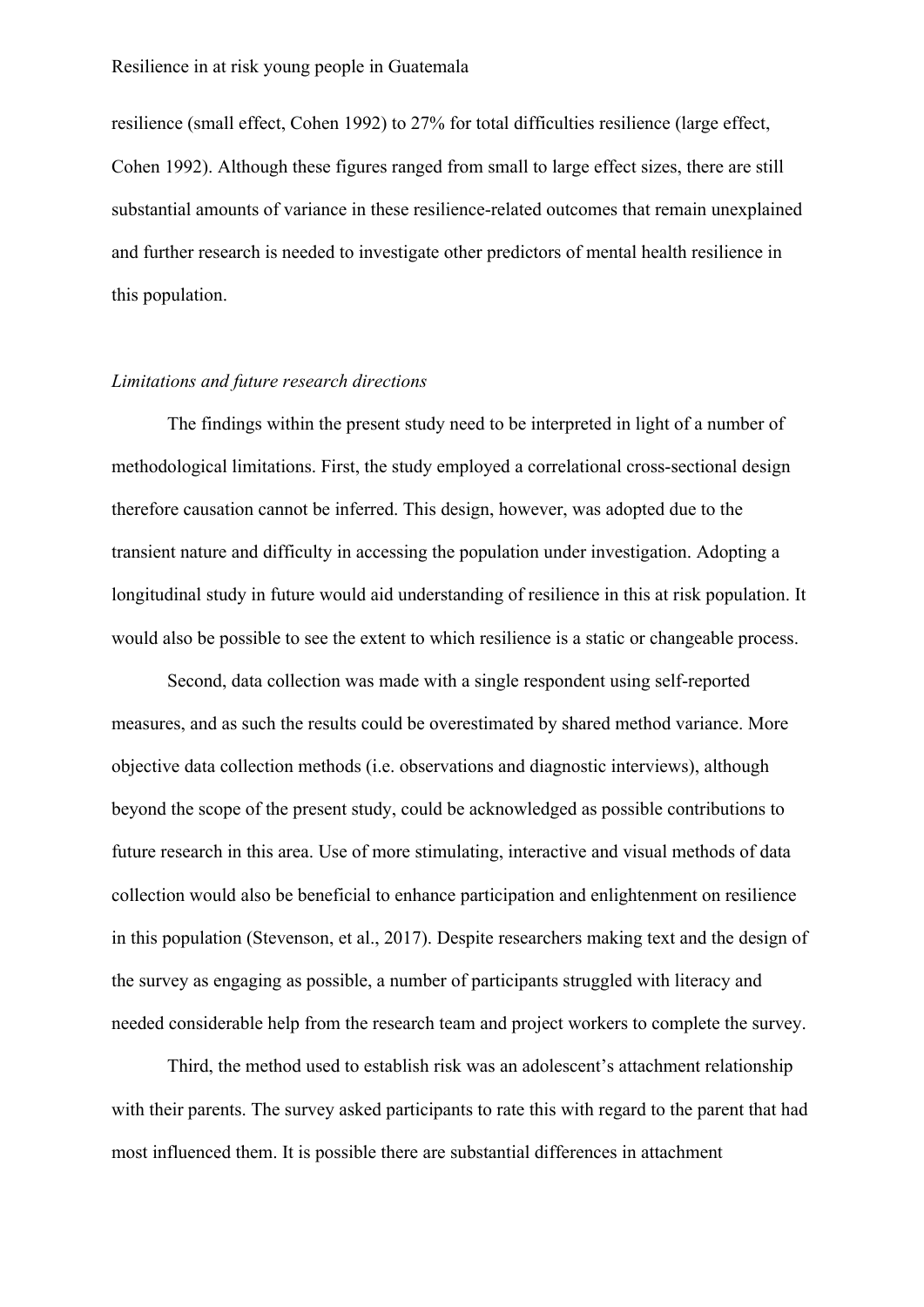resilience (small effect, Cohen 1992) to 27% for total difficulties resilience (large effect, Cohen 1992). Although these figures ranged from small to large effect sizes, there are still substantial amounts of variance in these resilience-related outcomes that remain unexplained and further research is needed to investigate other predictors of mental health resilience in this population.

*Limitations and future research directions*

The findings within the present study need to be interpreted in light of a number of methodological limitations. First, the study employed a correlational cross-sectional design therefore causation cannot be inferred. This design, however, was adopted due to the transient nature and difficulty in accessing the population under investigation. Adopting a longitudinal study in future would aid understanding of resilience in this at risk population. It would also be possible to see the extent to which resilience is a static or changeable process.

Second, data collection was made with a single respondent using self-reported measures, and as such the results could be overestimated by shared method variance. More objective data collection methods (i.e. observations and diagnostic interviews), although beyond the scope of the present study, could be acknowledged as possible contributions to future research in this area. Use of more stimulating, interactive and visual methods of data collection would also be beneficial to enhance participation and enlightenment on resilience in this population (Stevenson, et al., 2017). Despite researchers making text and the design of the survey as engaging as possible, a number of participants struggled with literacy and needed considerable help from the research team and project workers to complete the survey.

Third, the method used to establish risk was an adolescent's attachment relationship with their parents. The survey asked participants to rate this with regard to the parent that had most influenced them. It is possible there are substantial differences in attachment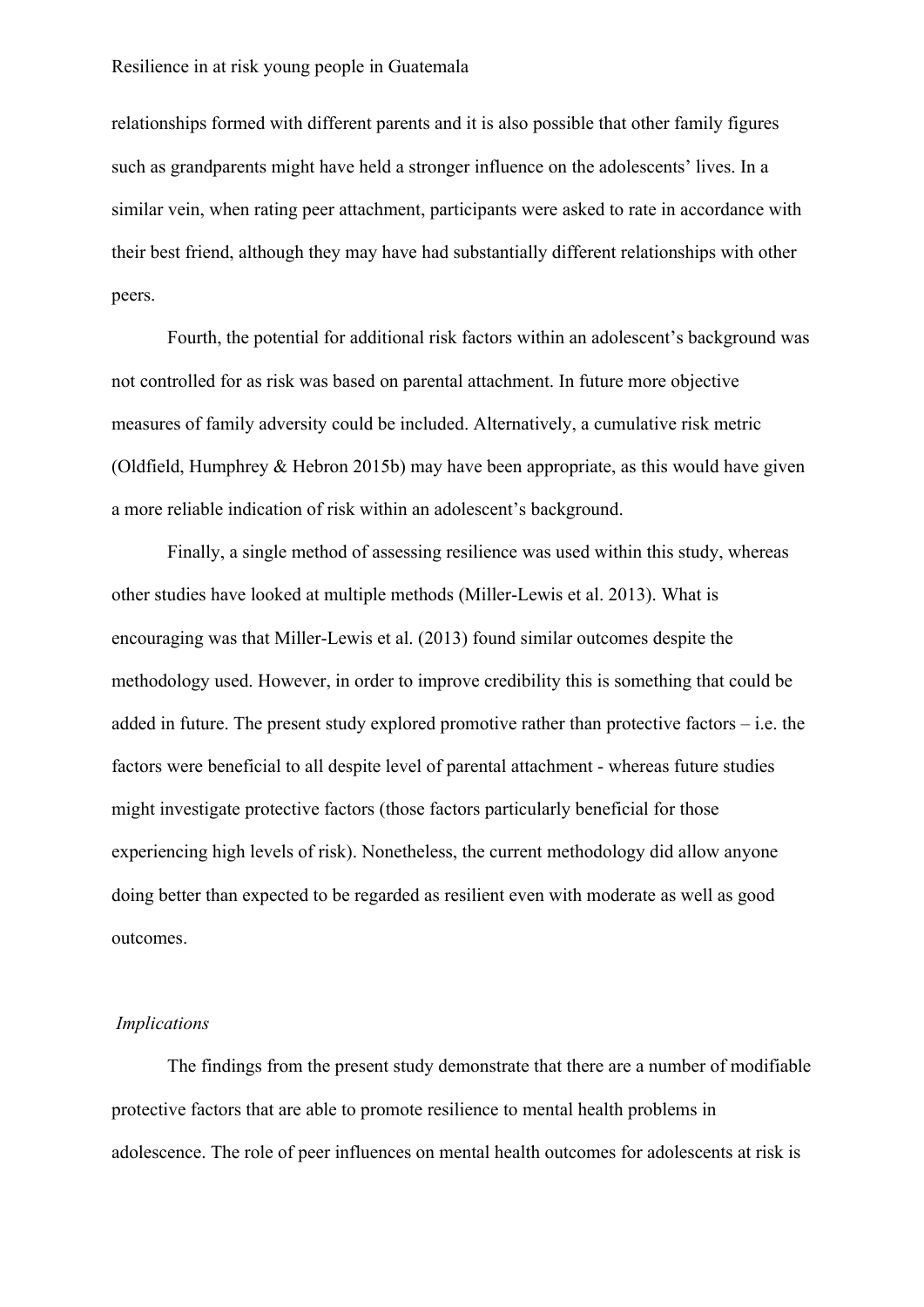relationships formed with different parents and it is also possible that other family figures such as grandparents might have held a stronger influence on the adolescents' lives. In a similar vein, when rating peer attachment, participants were asked to rate in accordance with their best friend, although they may have had substantially different relationships with other peers.

Fourth, the potential for additional risk factors within an adolescent's background was not controlled for as risk was based on parental attachment. In future more objective measures of family adversity could be included. Alternatively, a cumulative risk metric (Oldfield, Humphrey & Hebron 2015b) may have been appropriate, as this would have given a more reliable indication of risk within an adolescent's background.

Finally, a single method of assessing resilience was used within this study, whereas other studies have looked at multiple methods (Miller-Lewis et al. 2013). What is encouraging was that Miller-Lewis et al. (2013) found similar outcomes despite the methodology used. However, in order to improve credibility this is something that could be added in future. The present study explored promotive rather than protective factors – i.e. the factors were beneficial to all despite level of parental attachment - whereas future studies might investigate protective factors (those factors particularly beneficial for those experiencing high levels of risk). Nonetheless, the current methodology did allow anyone doing better than expected to be regarded as resilient even with moderate as well as good outcomes.

*Implications*

The findings from the present study demonstrate that there are a number of modifiable protective factors that are able to promote resilience to mental health problems in adolescence. The role of peer influences on mental health outcomes for adolescents at risk is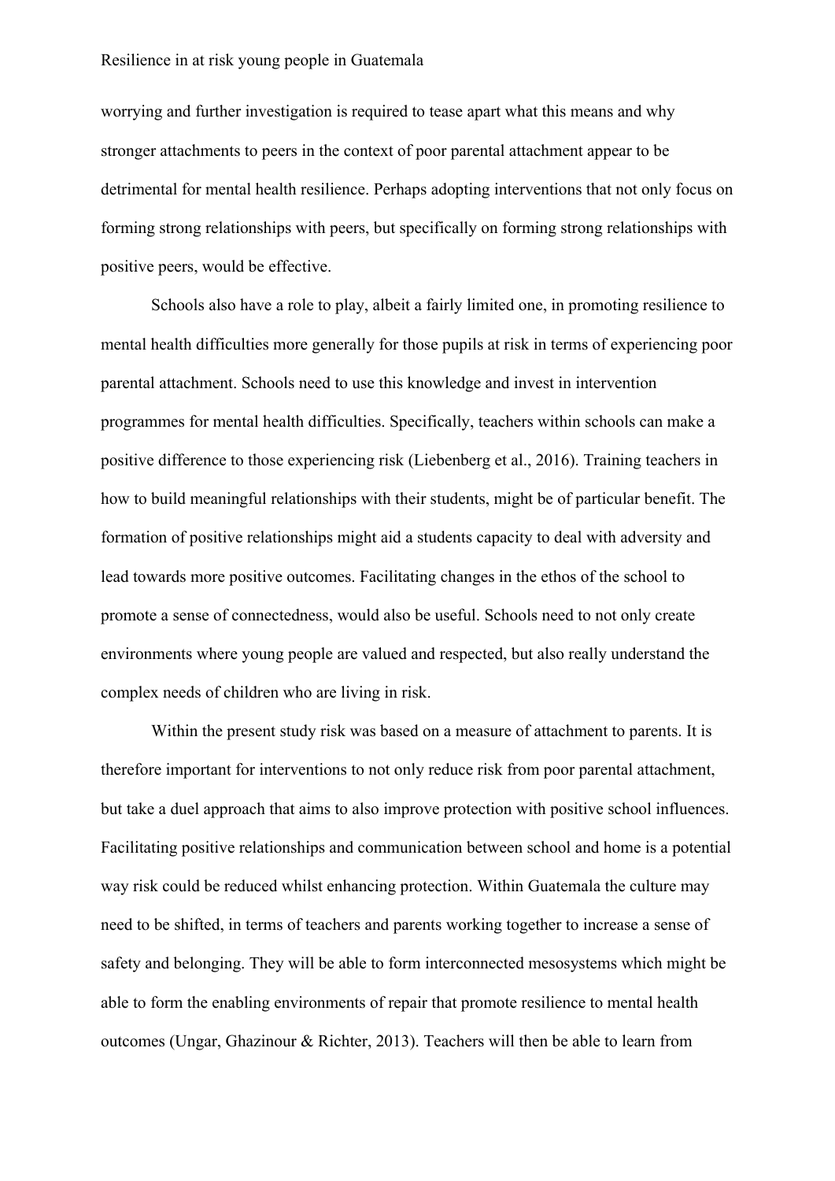worrying and further investigation is required to tease apart what this means and why stronger attachments to peers in the context of poor parental attachment appear to be detrimental for mental health resilience. Perhaps adopting interventions that not only focus on forming strong relationships with peers, but specifically on forming strong relationships with positive peers, would be effective.

Schools also have a role to play, albeit a fairly limited one, in promoting resilience to mental health difficulties more generally for those pupils at risk in terms of experiencing poor parental attachment. Schools need to use this knowledge and invest in intervention programmes for mental health difficulties. Specifically, teachers within schools can make a positive difference to those experiencing risk (Liebenberg et al., 2016). Training teachers in how to build meaningful relationships with their students, might be of particular benefit. The formation of positive relationships might aid a students capacity to deal with adversity and lead towards more positive outcomes. Facilitating changes in the ethos of the school to promote a sense of connectedness, would also be useful. Schools need to not only create environments where young people are valued and respected, but also really understand the complex needs of children who are living in risk.

Within the present study risk was based on a measure of attachment to parents. It is therefore important for interventions to not only reduce risk from poor parental attachment, but take a duel approach that aims to also improve protection with positive school influences. Facilitating positive relationships and communication between school and home is a potential way risk could be reduced whilst enhancing protection. Within Guatemala the culture may need to be shifted, in terms of teachers and parents working together to increase a sense of safety and belonging. They will be able to form interconnected mesosystems which might be able to form the enabling environments of repair that promote resilience to mental health outcomes (Ungar, Ghazinour & Richter, 2013). Teachers will then be able to learn from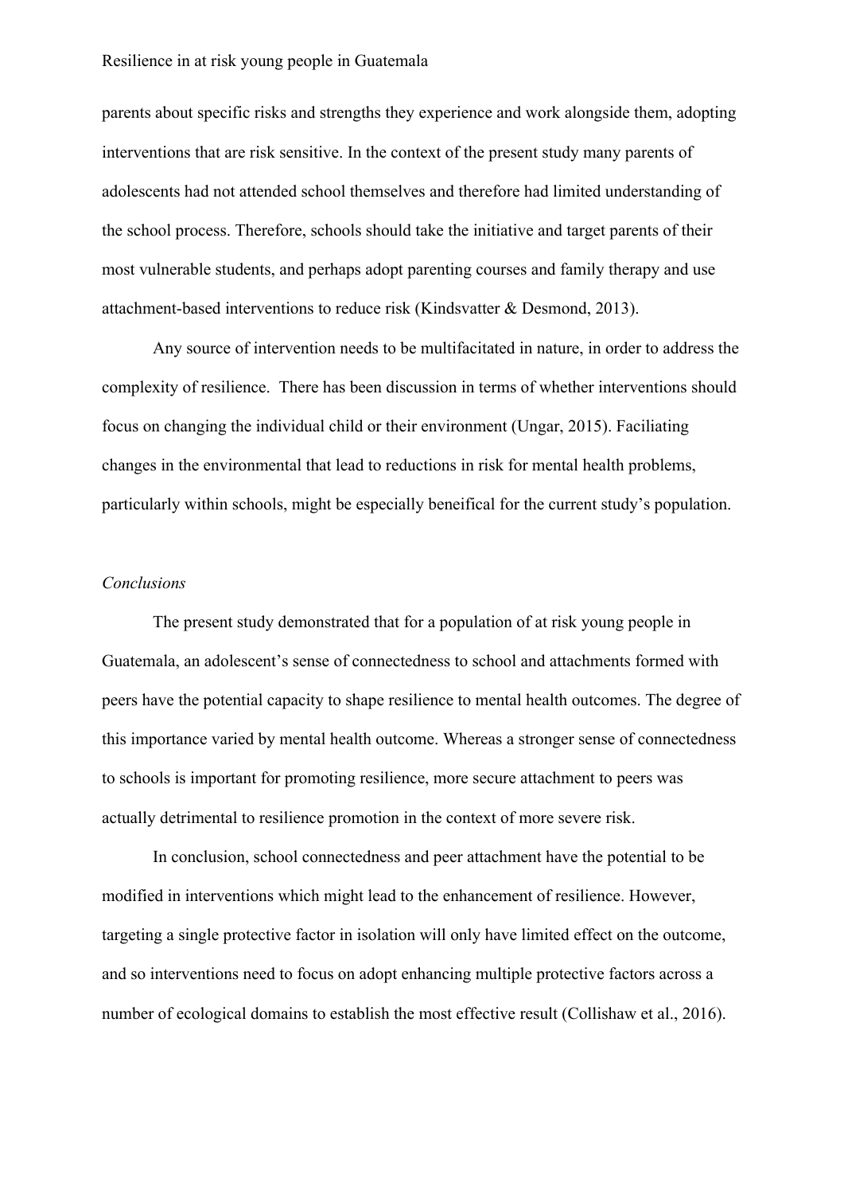parents about specific risks and strengths they experience and work alongside them, adopting interventions that are risk sensitive. In the context of the present study many parents of adolescents had not attended school themselves and therefore had limited understanding of the school process. Therefore, schools should take the initiative and target parents of their most vulnerable students, and perhaps adopt parenting courses and family therapy and use attachment-based interventions to reduce risk (Kindsvatter & Desmond, 2013).

Any source of intervention needs to be multifacitated in nature, in order to address the complexity of resilience. There has been discussion in terms of whether interventions should focus on changing the individual child or their environment (Ungar, 2015). Faciliating changes in the environmental that lead to reductions in risk for mental health problems, particularly within schools, might be especially beneifical for the current study's population.

*Conclusions*

The present study demonstrated that for a population of at risk young people in Guatemala, an adolescent's sense of connectedness to school and attachments formed with peers have the potential capacity to shape resilience to mental health outcomes. The degree of this importance varied by mental health outcome. Whereas a stronger sense of connectedness to schools is important for promoting resilience, more secure attachment to peers was actually detrimental to resilience promotion in the context of more severe risk.

In conclusion, school connectedness and peer attachment have the potential to be modified in interventions which might lead to the enhancement of resilience. However, targeting a single protective factor in isolation will only have limited effect on the outcome, and so interventions need to focus on adopt enhancing multiple protective factors across a number of ecological domains to establish the most effective result (Collishaw et al., 2016).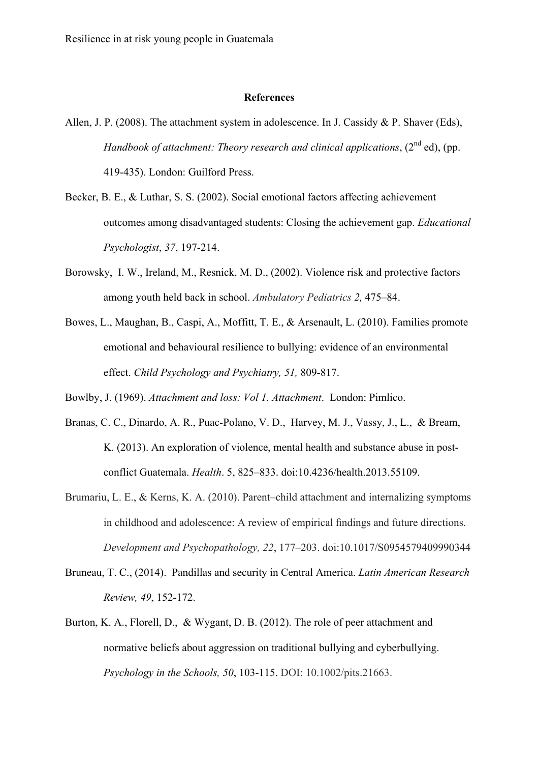**References**

Allen, J. P. (2008). The attachment system in adolescence. In J. Cassidy & P. Shaver (Eds), *Handbook of attachment: Theory research and clinical applications*, (2nd ed), (pp. 419-435). London: Guilford Press.

Becker, B. E., & Luthar, S. S. (2002). Social emotional factors affecting achievement outcomes among disadvantaged students: Closing the achievement gap. *Educational Psychologist*, *37*, 197-214.

Borowsky, I. W., Ireland, M., Resnick, M. D., (2002). Violence risk and protective factors among youth held back in school. *Ambulatory Pediatrics 2,* 475–84.

Bowes, L., Maughan, B., Caspi, A., Moffitt, T. E., & Arsenault, L. (2010). Families promote emotional and behavioural resilience to bullying: evidence of an environmental effect. *Child Psychology and Psychiatry, 51,* 809-817.

Bowlby, J. (1969). *Attachment and loss: Vol 1. Attachment*. London: Pimlico.

Branas, C. C., Dinardo, A. R., Puac-Polano, V. D., Harvey, M. J., Vassy, J., L., & Bream, K. (2013). An exploration of violence, mental health and substance abuse in post-conflict Guatemala. *Health*. 5, 825–833. doi:10.4236/health.2013.55109.

Brumariu, L. E., & Kerns, K. A. (2010). Parent–child attachment and internalizing symptoms in childhood and adolescence: A review of empirical findings and future directions. *Development and Psychopathology, 22*, 177–203. doi:10.1017/S0954579409990344

Bruneau, T. C., (2014). Pandillas and security in Central America. *Latin American Research Review, 49*, 152-172.

Burton, K. A., Florell, D., & Wygant, D. B. (2012). The role of peer attachment and normative beliefs about aggression on traditional bullying and cyberbullying. *Psychology in the Schools, 50*, 103-115. DOI: 10.1002/pits.21663.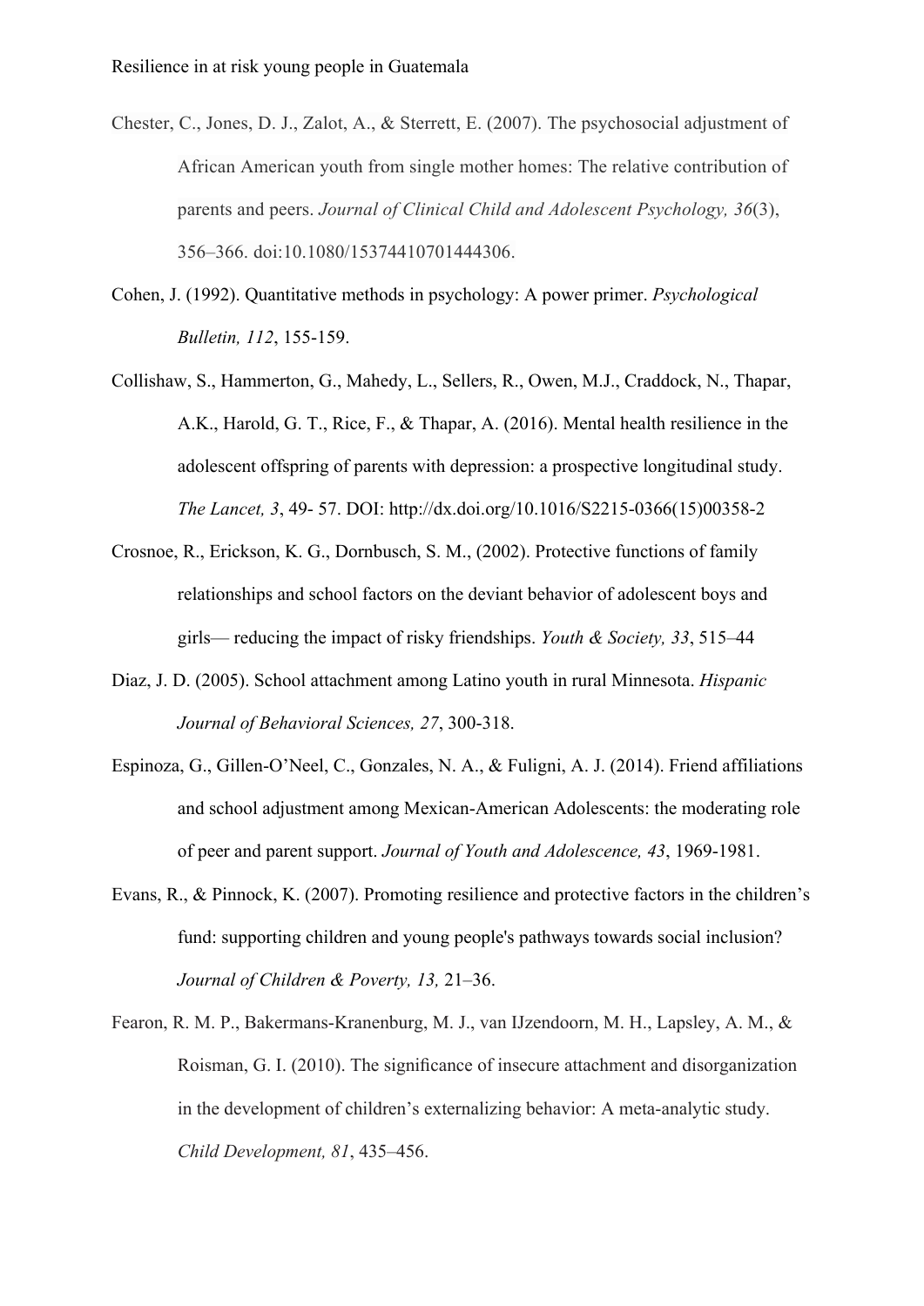Chester, C., Jones, D. J., Zalot, A., & Sterrett, E. (2007). The psychosocial adjustment of African American youth from single mother homes: The relative contribution of parents and peers. *Journal of Clinical Child and Adolescent Psychology, 36*(3), 356–366. doi:10.1080/15374410701444306.

Cohen, J. (1992). Quantitative methods in psychology: A power primer. *Psychological Bulletin, 112*, 155-159.

Collishaw, S., Hammerton, G., Mahedy, L., Sellers, R., Owen, M.J., Craddock, N., Thapar, A.K., Harold, G. T., Rice, F., & Thapar, A. (2016). Mental health resilience in the adolescent offspring of parents with depression: a prospective longitudinal study. *The Lancet, 3*, 49- 57. DOI: http://dx.doi.org/10.1016/S2215-0366(15)00358-2

Crosnoe, R., Erickson, K. G., Dornbusch, S. M., (2002). Protective functions of family relationships and school factors on the deviant behavior of adolescent boys and girls— reducing the impact of risky friendships. *Youth & Society, 33*, 515–44

Diaz, J. D. (2005). School attachment among Latino youth in rural Minnesota. *Hispanic Journal of Behavioral Sciences, 27*, 300-318.

Espinoza, G., Gillen-O'Neel, C., Gonzales, N. A., & Fuligni, A. J. (2014). Friend affiliations and school adjustment among Mexican-American Adolescents: the moderating role of peer and parent support. *Journal of Youth and Adolescence, 43*, 1969-1981.

Evans, R., & Pinnock, K. (2007). Promoting resilience and protective factors in the children's fund: supporting children and young people's pathways towards social inclusion? *Journal of Children & Poverty, 13,* 21–36.

Fearon, R. M. P., Bakermans-Kranenburg, M. J., van IJzendoorn, M. H., Lapsley, A. M., & Roisman, G. I. (2010). The significance of insecure attachment and disorganization in the development of children's externalizing behavior: A meta-analytic study. *Child Development, 81*, 435–456.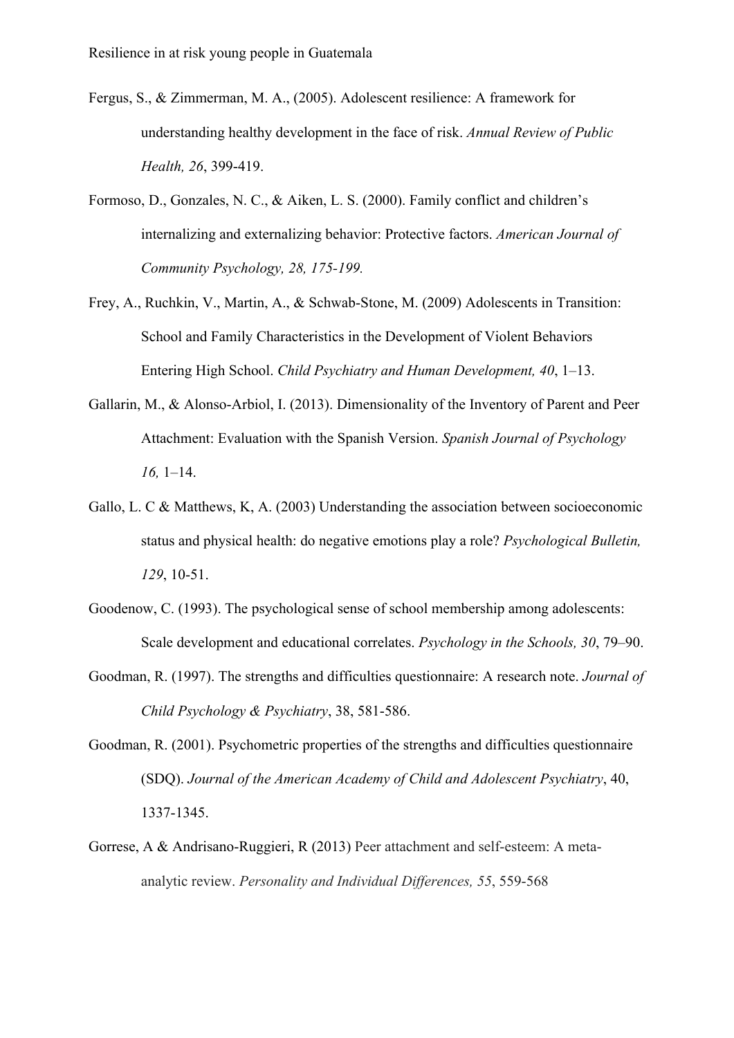Fergus, S., & Zimmerman, M. A., (2005). Adolescent resilience: A framework for understanding healthy development in the face of risk. *Annual Review of Public Health, 26*, 399-419.

Formoso, D., Gonzales, N. C., & Aiken, L. S. (2000). Family conflict and children's internalizing and externalizing behavior: Protective factors. *American Journal of Community Psychology, 28, 175-199.*

Frey, A., Ruchkin, V., Martin, A., & Schwab-Stone, M. (2009) Adolescents in Transition: School and Family Characteristics in the Development of Violent Behaviors Entering High School. *Child Psychiatry and Human Development, 40*, 1–13.

Gallarin, M., & Alonso-Arbiol, I. (2013). Dimensionality of the Inventory of Parent and Peer Attachment: Evaluation with the Spanish Version. *Spanish Journal of Psychology 16,* 1–14.

Gallo, L. C & Matthews, K, A. (2003) Understanding the association between socioeconomic status and physical health: do negative emotions play a role? *Psychological Bulletin, 129*, 10-51.

Goodenow, C. (1993). The psychological sense of school membership among adolescents: Scale development and educational correlates. *Psychology in the Schools, 30*, 79–90.

Goodman, R. (1997). The strengths and difficulties questionnaire: A research note. *Journal of Child Psychology & Psychiatry*, 38, 581-586.

Goodman, R. (2001). Psychometric properties of the strengths and difficulties questionnaire (SDQ). *Journal of the American Academy of Child and Adolescent Psychiatry*, 40, 1337-1345.

Gorrese, A & Andrisano-Ruggieri, R (2013) Peer attachment and self-esteem: A meta-analytic review. *Personality and Individual Differences, 55*, 559-568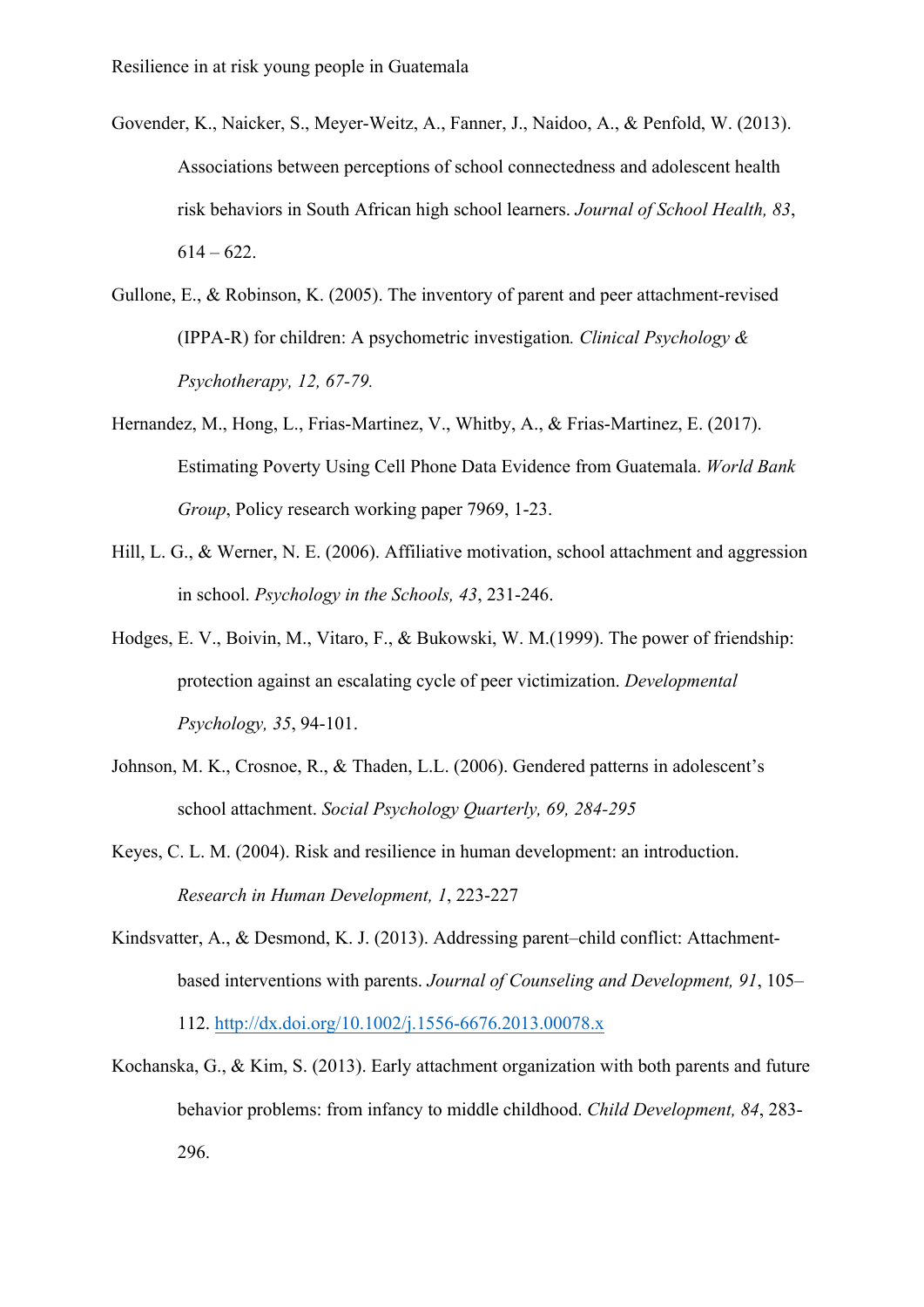Govender, K., Naicker, S., Meyer-Weitz, A., Fanner, J., Naidoo, A., & Penfold, W. (2013). Associations between perceptions of school connectedness and adolescent health risk behaviors in South African high school learners. *Journal of School Health, 83*, 614 – 622.

Gullone, E., & Robinson, K. (2005). The inventory of parent and peer attachment-revised (IPPA-R) for children: A psychometric investigation*. Clinical Psychology & Psychotherapy, 12, 67-79.*

Hernandez, M., Hong, L., Frias-Martinez, V., Whitby, A., & Frias-Martinez, E. (2017). Estimating Poverty Using Cell Phone Data Evidence from Guatemala. *World Bank Group*, Policy research working paper 7969, 1-23.

Hill, L. G., & Werner, N. E. (2006). Affiliative motivation, school attachment and aggression in school. *Psychology in the Schools, 43*, 231-246.

Hodges, E. V., Boivin, M., Vitaro, F., & Bukowski, W. M.(1999). The power of friendship: protection against an escalating cycle of peer victimization. *Developmental Psychology, 35*, 94-101.

Johnson, M. K., Crosnoe, R., & Thaden, L.L. (2006). Gendered patterns in adolescent's school attachment. *Social Psychology Quarterly, 69, 284-295*

Keyes, C. L. M. (2004). Risk and resilience in human development: an introduction. *Research in Human Development, 1*, 223-227

Kindsvatter, A., & Desmond, K. J. (2013). Addressing parent–child conflict: Attachment-based interventions with parents. *Journal of Counseling and Development, 91*, 105–112. http://dx.doi.org/10.1002/j.1556-6676.2013.00078.x

Kochanska, G., & Kim, S. (2013). Early attachment organization with both parents and future behavior problems: from infancy to middle childhood. *Child Development, 84*, 283-296.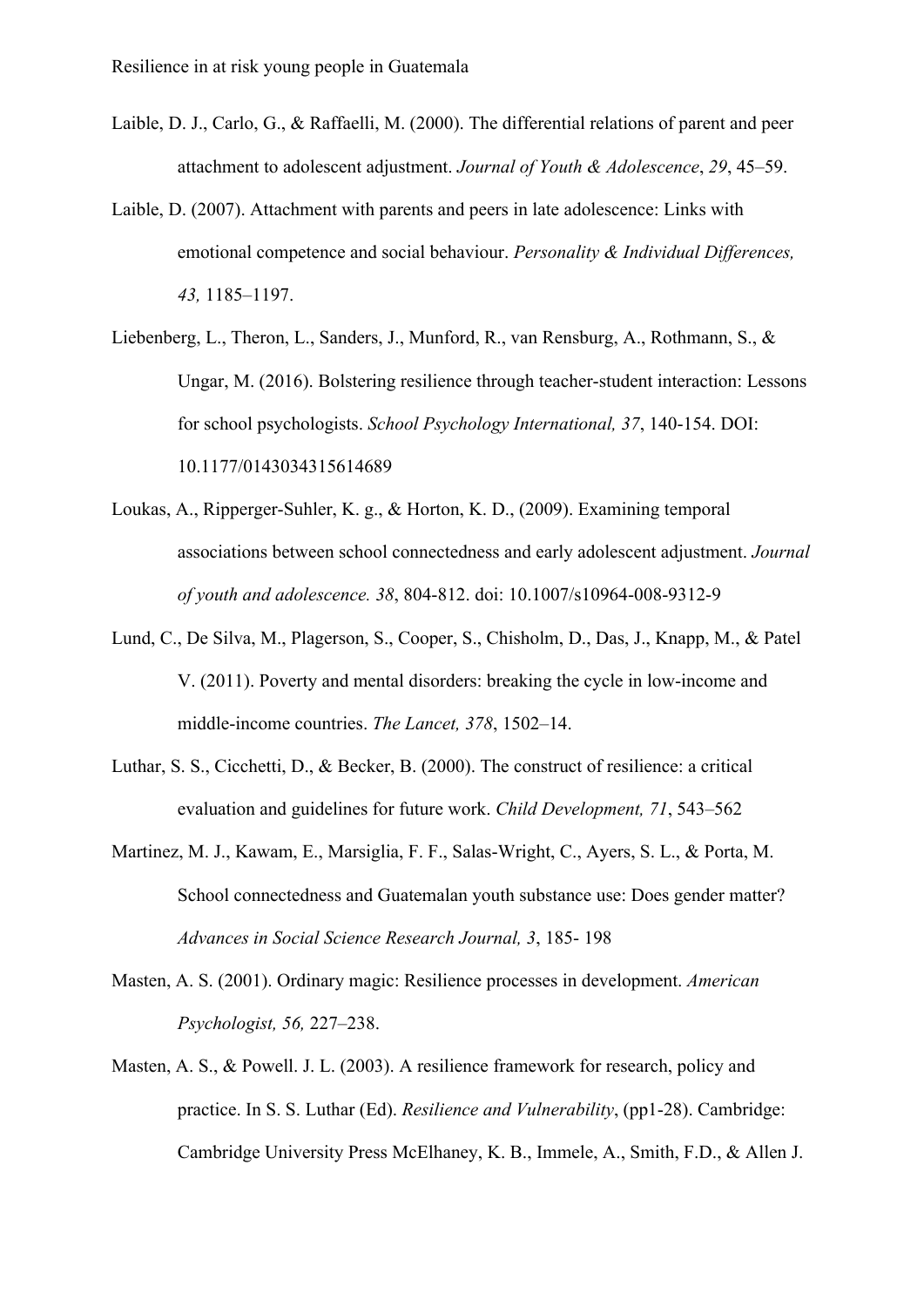Laible, D. J., Carlo, G., & Raffaelli, M. (2000). The differential relations of parent and peer attachment to adolescent adjustment. *Journal of Youth & Adolescence*, *29*, 45–59.

Laible, D. (2007). Attachment with parents and peers in late adolescence: Links with emotional competence and social behaviour. *Personality & Individual Differences, 43,* 1185–1197.

Liebenberg, L., Theron, L., Sanders, J., Munford, R., van Rensburg, A., Rothmann, S., & Ungar, M. (2016). Bolstering resilience through teacher-student interaction: Lessons for school psychologists. *School Psychology International, 37*, 140-154. DOI: 10.1177/0143034315614689

Loukas, A., Ripperger-Suhler, K. g., & Horton, K. D., (2009). Examining temporal associations between school connectedness and early adolescent adjustment. *Journal of youth and adolescence. 38*, 804-812. doi: 10.1007/s10964-008-9312-9

Lund, C., De Silva, M., Plagerson, S., Cooper, S., Chisholm, D., Das, J., Knapp, M., & Patel V. (2011). Poverty and mental disorders: breaking the cycle in low-income and middle-income countries. *The Lancet, 378*, 1502–14.

Luthar, S. S., Cicchetti, D., & Becker, B. (2000). The construct of resilience: a critical evaluation and guidelines for future work. *Child Development, 71*, 543–562

Martinez, M. J., Kawam, E., Marsiglia, F. F., Salas-Wright, C., Ayers, S. L., & Porta, M. School connectedness and Guatemalan youth substance use: Does gender matter? *Advances in Social Science Research Journal, 3*, 185- 198

Masten, A. S. (2001). Ordinary magic: Resilience processes in development. *American Psychologist, 56,* 227–238.

Masten, A. S., & Powell. J. L. (2003). A resilience framework for research, policy and practice. In S. S. Luthar (Ed). *Resilience and Vulnerability*, (pp1-28). Cambridge: Cambridge University Press McElhaney, K. B., Immele, A., Smith, F.D., & Allen J.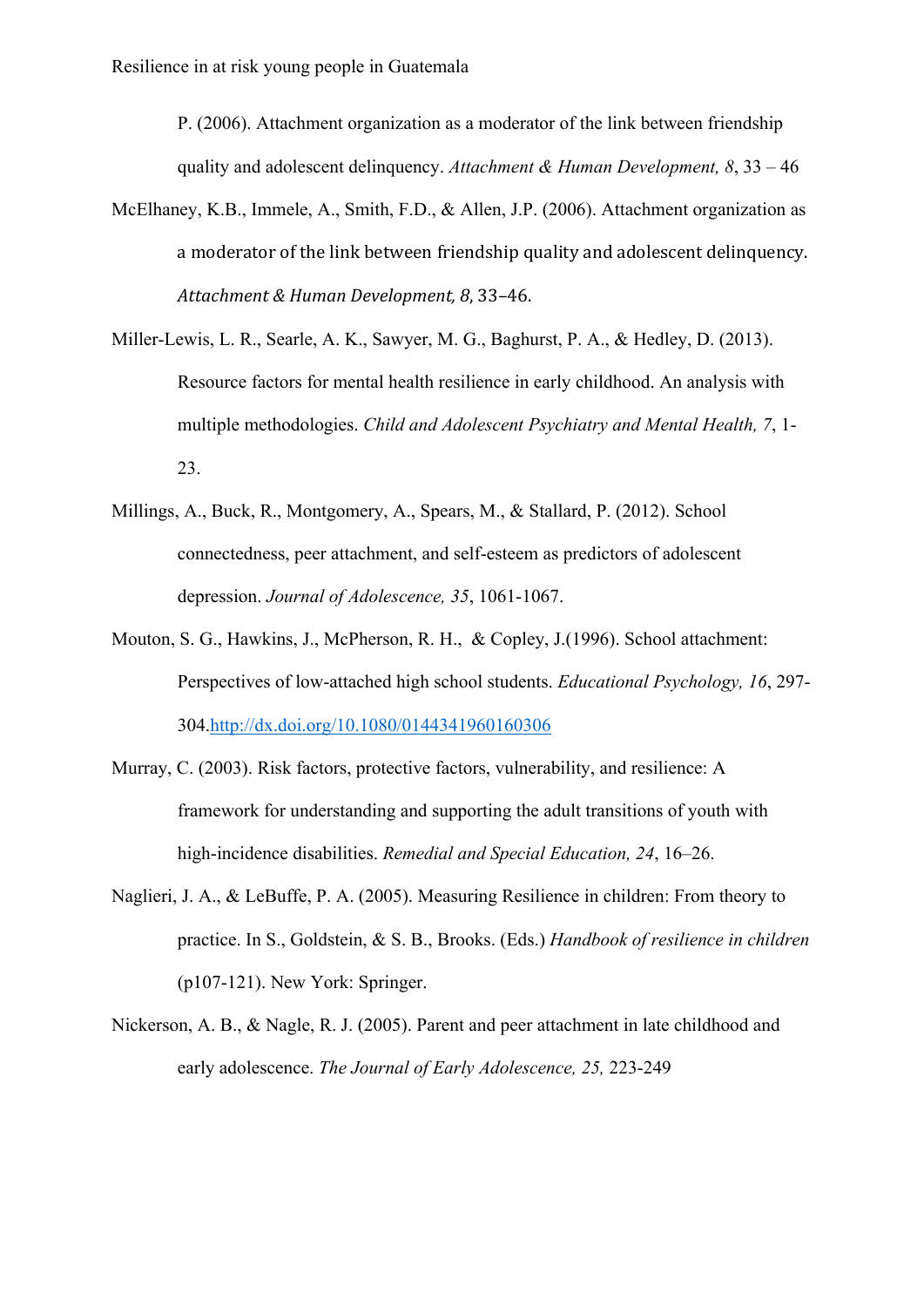P. (2006). Attachment organization as a moderator of the link between friendship quality and adolescent delinquency. *Attachment & Human Development, 8*, 33 – 46

McElhaney, K.B., Immele, A., Smith, F.D., & Allen, J.P. (2006). Attachment organization as a moderator of the link between friendship quality and adolescent delinquency. *Attachment & Human Development, 8,* 33–46.

Miller-Lewis, L. R., Searle, A. K., Sawyer, M. G., Baghurst, P. A., & Hedley, D. (2013). Resource factors for mental health resilience in early childhood. An analysis with multiple methodologies. *Child and Adolescent Psychiatry and Mental Health, 7*, 1-23.

Millings, A., Buck, R., Montgomery, A., Spears, M., & Stallard, P. (2012). School connectedness, peer attachment, and self-esteem as predictors of adolescent depression. *Journal of Adolescence, 35*, 1061-1067.

Mouton, S. G., Hawkins, J., McPherson, R. H., & Copley, J.(1996). School attachment: Perspectives of low-attached high school students. *Educational Psychology, 16*, 297-304.http://dx.doi.org/10.1080/0144341960160306

Murray, C. (2003). Risk factors, protective factors, vulnerability, and resilience: A framework for understanding and supporting the adult transitions of youth with high-incidence disabilities. *Remedial and Special Education, 24*, 16–26.

Naglieri, J. A., & LeBuffe, P. A. (2005). Measuring Resilience in children: From theory to practice. In S., Goldstein, & S. B., Brooks. (Eds.) *Handbook of resilience in children* (p107-121). New York: Springer.

Nickerson, A. B., & Nagle, R. J. (2005). Parent and peer attachment in late childhood and early adolescence. *The Journal of Early Adolescence, 25,* 223-249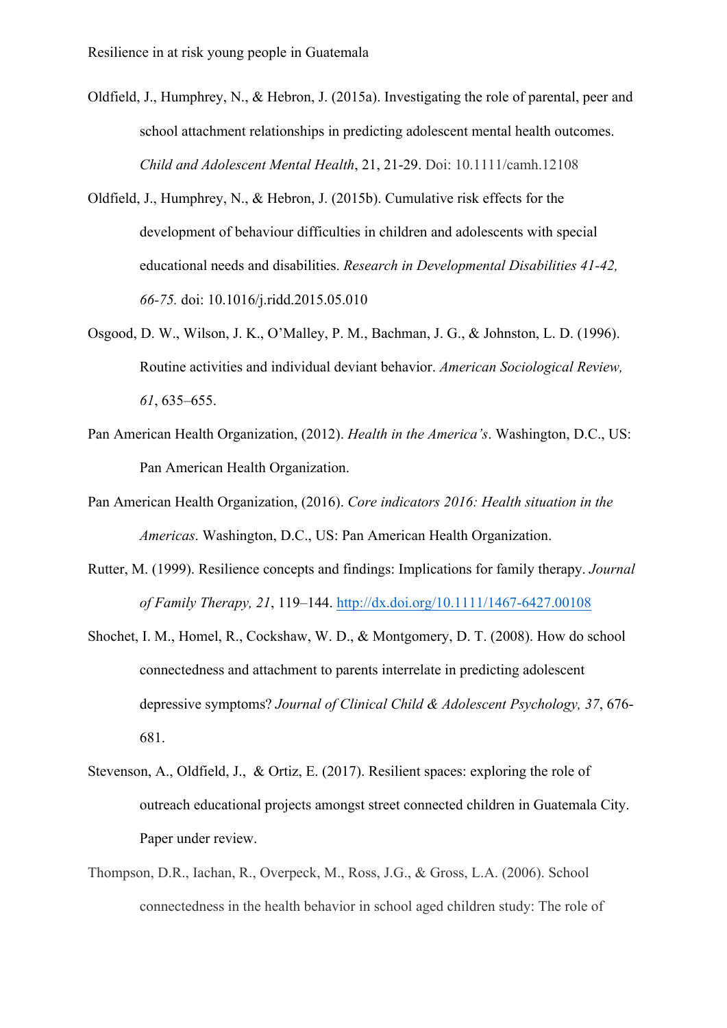Oldfield, J., Humphrey, N., & Hebron, J. (2015a). Investigating the role of parental, peer and school attachment relationships in predicting adolescent mental health outcomes. *Child and Adolescent Mental Health*, 21, 21-29. Doi: 10.1111/camh.12108

Oldfield, J., Humphrey, N., & Hebron, J. (2015b). Cumulative risk effects for the development of behaviour difficulties in children and adolescents with special educational needs and disabilities. *Research in Developmental Disabilities 41-42, 66-75.* doi: 10.1016/j.ridd.2015.05.010

Osgood, D. W., Wilson, J. K., O'Malley, P. M., Bachman, J. G., & Johnston, L. D. (1996). Routine activities and individual deviant behavior. *American Sociological Review, 61*, 635–655.

Pan American Health Organization, (2012). *Health in the America's*. Washington, D.C., US: Pan American Health Organization.

Pan American Health Organization, (2016). *Core indicators 2016: Health situation in the Americas*. Washington, D.C., US: Pan American Health Organization.

Rutter, M. (1999). Resilience concepts and findings: Implications for family therapy. *Journal of Family Therapy, 21*, 119–144. http://dx.doi.org/10.1111/1467-6427.00108

Shochet, I. M., Homel, R., Cockshaw, W. D., & Montgomery, D. T. (2008). How do school connectedness and attachment to parents interrelate in predicting adolescent depressive symptoms? *Journal of Clinical Child & Adolescent Psychology, 37*, 676-681.

Stevenson, A., Oldfield, J., & Ortiz, E. (2017). Resilient spaces: exploring the role of outreach educational projects amongst street connected children in Guatemala City. Paper under review.

Thompson, D.R., Iachan, R., Overpeck, M., Ross, J.G., & Gross, L.A. (2006). School connectedness in the health behavior in school aged children study: The role of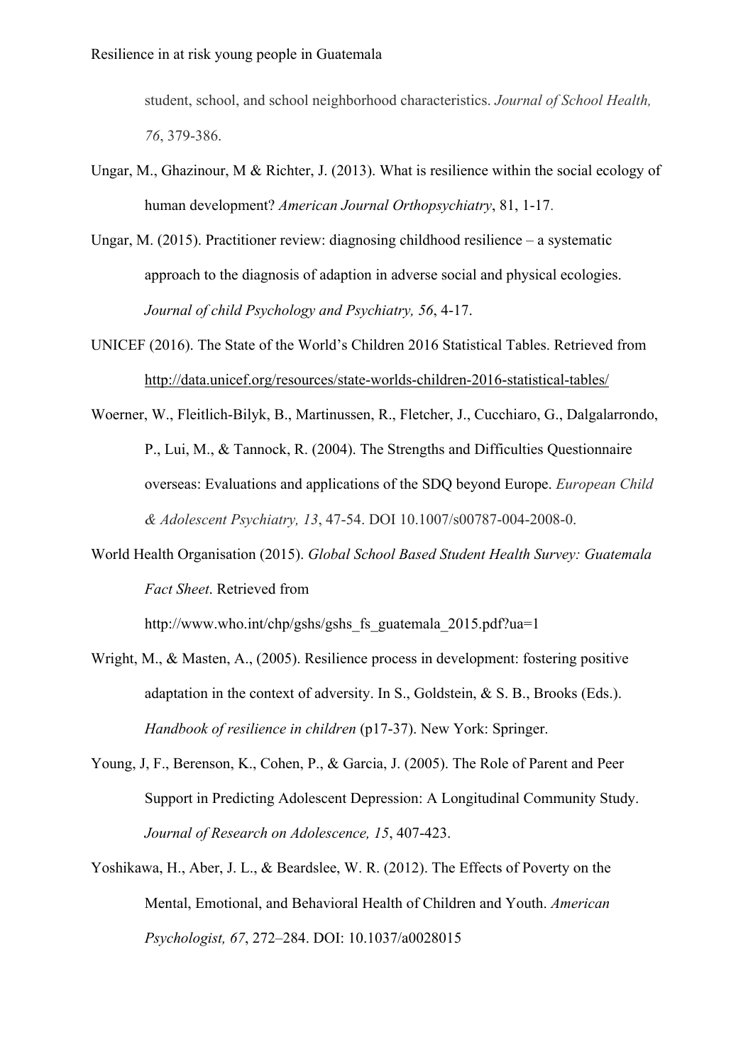student, school, and school neighborhood characteristics. *Journal of School Health, 76*, 379-386.

Ungar, M., Ghazinour, M & Richter, J. (2013). What is resilience within the social ecology of human development? *American Journal Orthopsychiatry*, 81, 1-17.

Ungar, M. (2015). Practitioner review: diagnosing childhood resilience – a systematic approach to the diagnosis of adaption in adverse social and physical ecologies. *Journal of child Psychology and Psychiatry, 56*, 4-17.

UNICEF (2016). The State of the World's Children 2016 Statistical Tables. Retrieved from http://data.unicef.org/resources/state-worlds-children-2016-statistical-tables/

Woerner, W., Fleitlich-Bilyk, B., Martinussen, R., Fletcher, J., Cucchiaro, G., Dalgalarrondo, P., Lui, M., & Tannock, R. (2004). The Strengths and Difficulties Questionnaire overseas: Evaluations and applications of the SDQ beyond Europe. *European Child & Adolescent Psychiatry, 13*, 47-54. DOI 10.1007/s00787-004-2008-0.

World Health Organisation (2015). *Global School Based Student Health Survey: Guatemala Fact Sheet*. Retrieved from http://www.who.int/chp/gshs/gshs_fs_guatemala_2015.pdf?ua=1

Wright, M., & Masten, A., (2005). Resilience process in development: fostering positive adaptation in the context of adversity. In S., Goldstein, & S. B., Brooks (Eds.). *Handbook of resilience in children* (p17-37). New York: Springer.

Young, J, F., Berenson, K., Cohen, P., & Garcia, J. (2005). The Role of Parent and Peer Support in Predicting Adolescent Depression: A Longitudinal Community Study. *Journal of Research on Adolescence, 15*, 407-423.

Yoshikawa, H., Aber, J. L., & Beardslee, W. R. (2012). The Effects of Poverty on the Mental, Emotional, and Behavioral Health of Children and Youth. *American Psychologist, 67*, 272–284. DOI: 10.1037/a0028015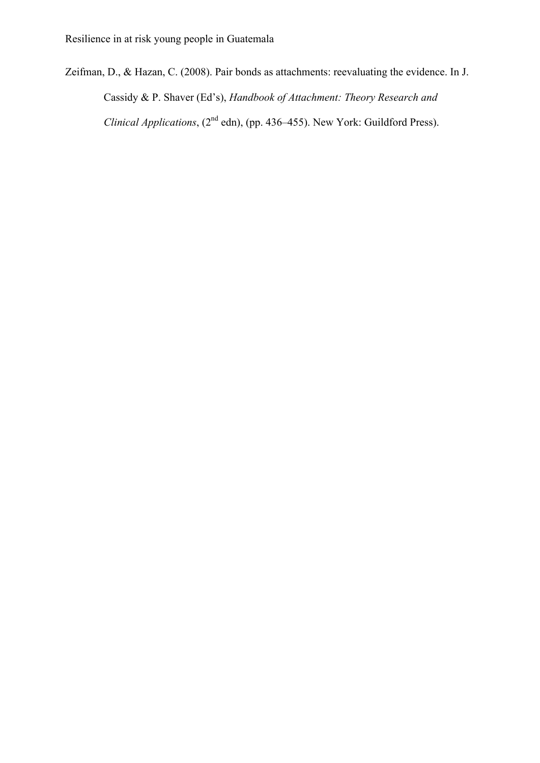Zeifman, D., & Hazan, C. (2008). Pair bonds as attachments: reevaluating the evidence. In J. Cassidy & P. Shaver (Ed's), *Handbook of Attachment: Theory Research and Clinical Applications*, (2nd edn), (pp. 436–455). New York: Guildford Press).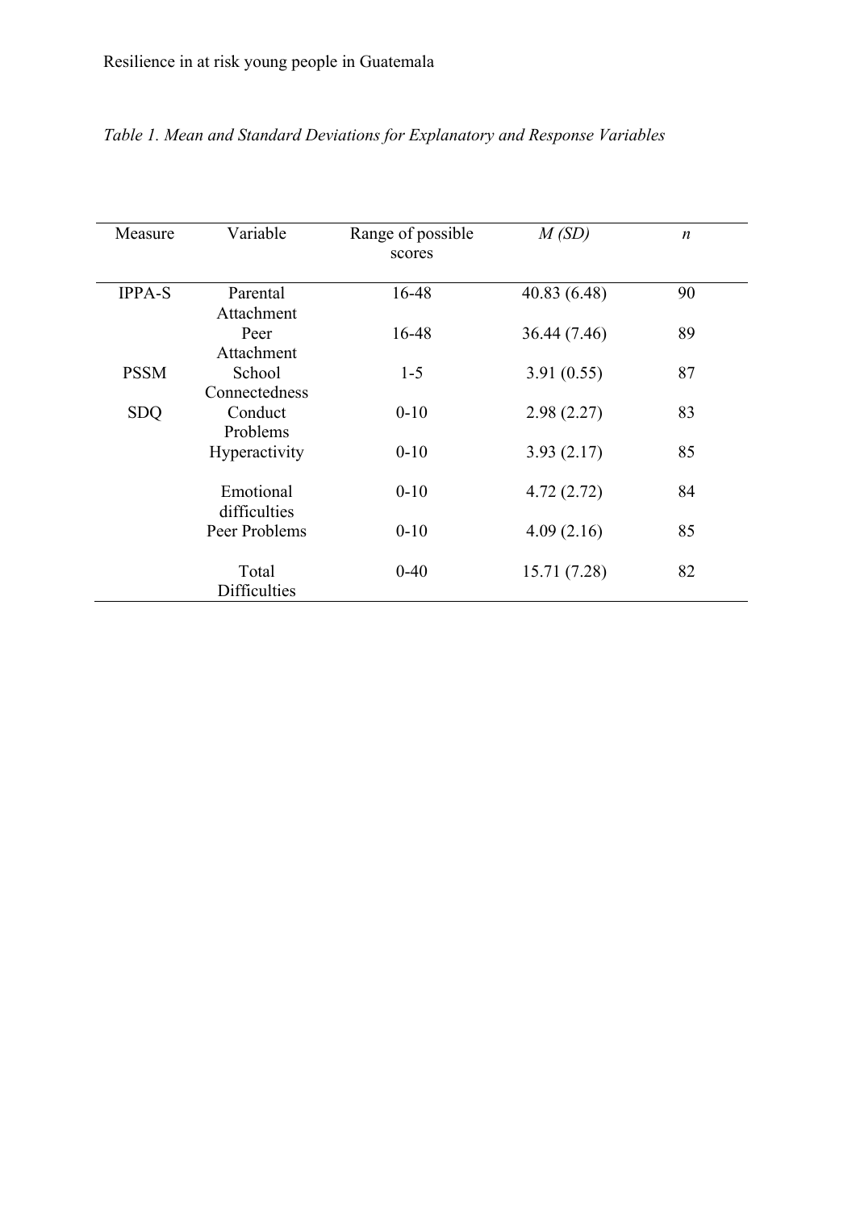*Table 1. Mean and Standard Deviations for Explanatory and Response Variables*

| Measure | Variable | Range of possible scores | *M (SD)* | *n* |
|---|---|---|---|---|
| IPPA-S | Parental Attachment | 16-48 | 40.83 (6.48) | 90 |
| | Peer Attachment | 16-48 | 36.44 (7.46) | 89 |
| PSSM | School Connectedness | 1-5 | 3.91 (0.55) | 87 |
| SDQ | Conduct Problems | 0-10 | 2.98 (2.27) | 83 |
| | Hyperactivity | 0-10 | 3.93 (2.17) | 85 |
| | Emotional difficulties | 0-10 | 4.72 (2.72) | 84 |
| | Peer Problems | 0-10 | 4.09 (2.16) | 85 |
| | Total Difficulties | 0-40 | 15.71 (7.28) | 82 |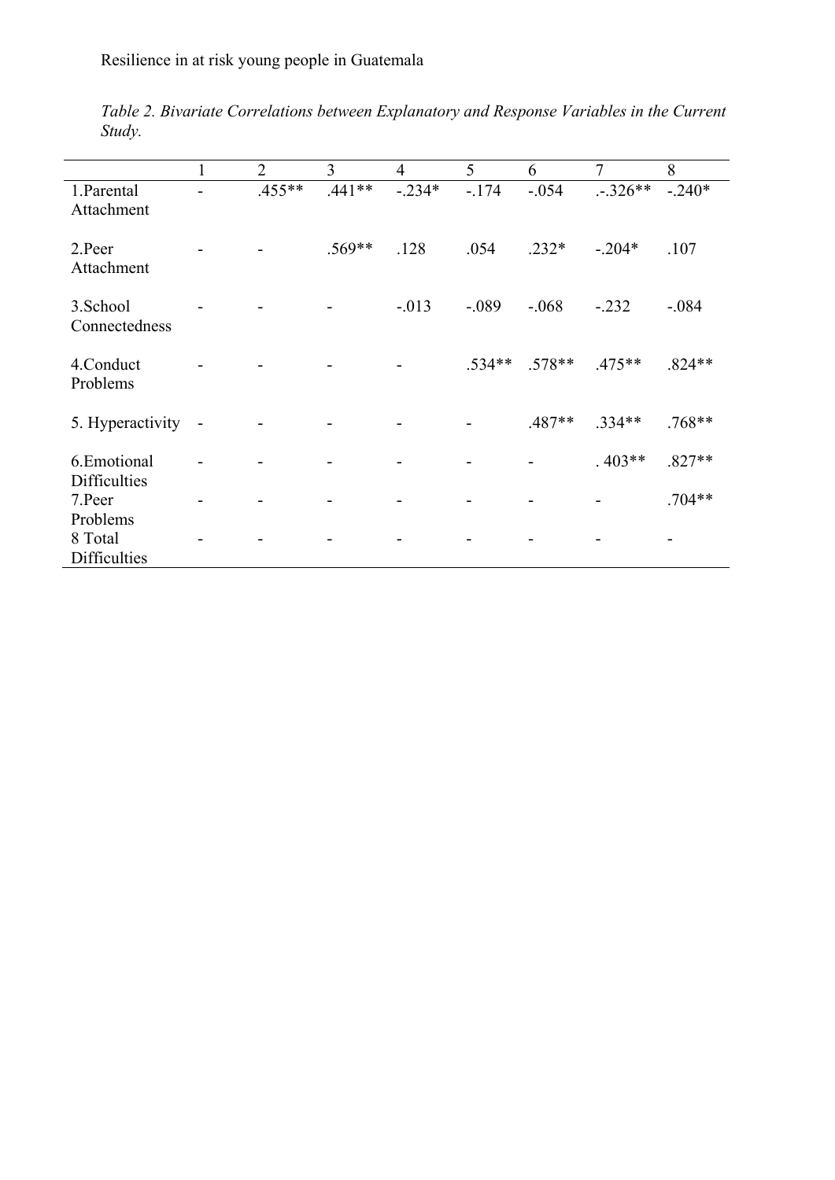*Table 2. Bivariate Correlations between Explanatory and Response Variables in the Current Study.*

| | 1 | 2 | 3 | 4 | 5 | 6 | 7 | 8 |
|---|---|---|---|---|---|---|---|---|
| 1.Parental Attachment | - | .455** | .441** | -.234* | -.174 | -.054 | .-.326** | -.240* |
| 2.Peer Attachment | - | - | .569** | .128 | .054 | .232* | -.204* | .107 |
| 3.School Connectedness | - | - | - | -.013 | -.089 | -.068 | -.232 | -.084 |
| 4.Conduct Problems | - | - | - | - | .534** | .578** | .475** | .824** |
| 5. Hyperactivity | - | - | - | - | - | .487** | .334** | .768** |
| 6.Emotional Difficulties | - | - | - | - | - | - | . 403** | .827** |
| 7.Peer Problems | - | - | - | - | - | - | - | .704** |
| 8 Total Difficulties | - | - | - | - | - | - | - | - |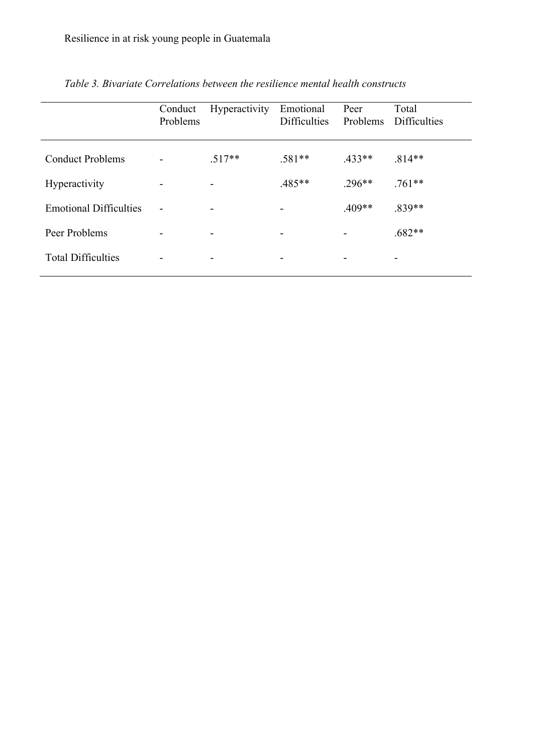*Table 3. Bivariate Correlations between the resilience mental health constructs*

| | Conduct Problems | Hyperactivity | Emotional Difficulties | Peer Problems | Total Difficulties |
|---|---|---|---|---|---|
| Conduct Problems | - | .517** | .581** | .433** | .814** |
| Hyperactivity | - | - | .485** | .296** | .761** |
| Emotional Difficulties | - | - | - | .409** | .839** |
| Peer Problems | - | - | - | - | .682** |
| Total Difficulties | - | - | - | - | - |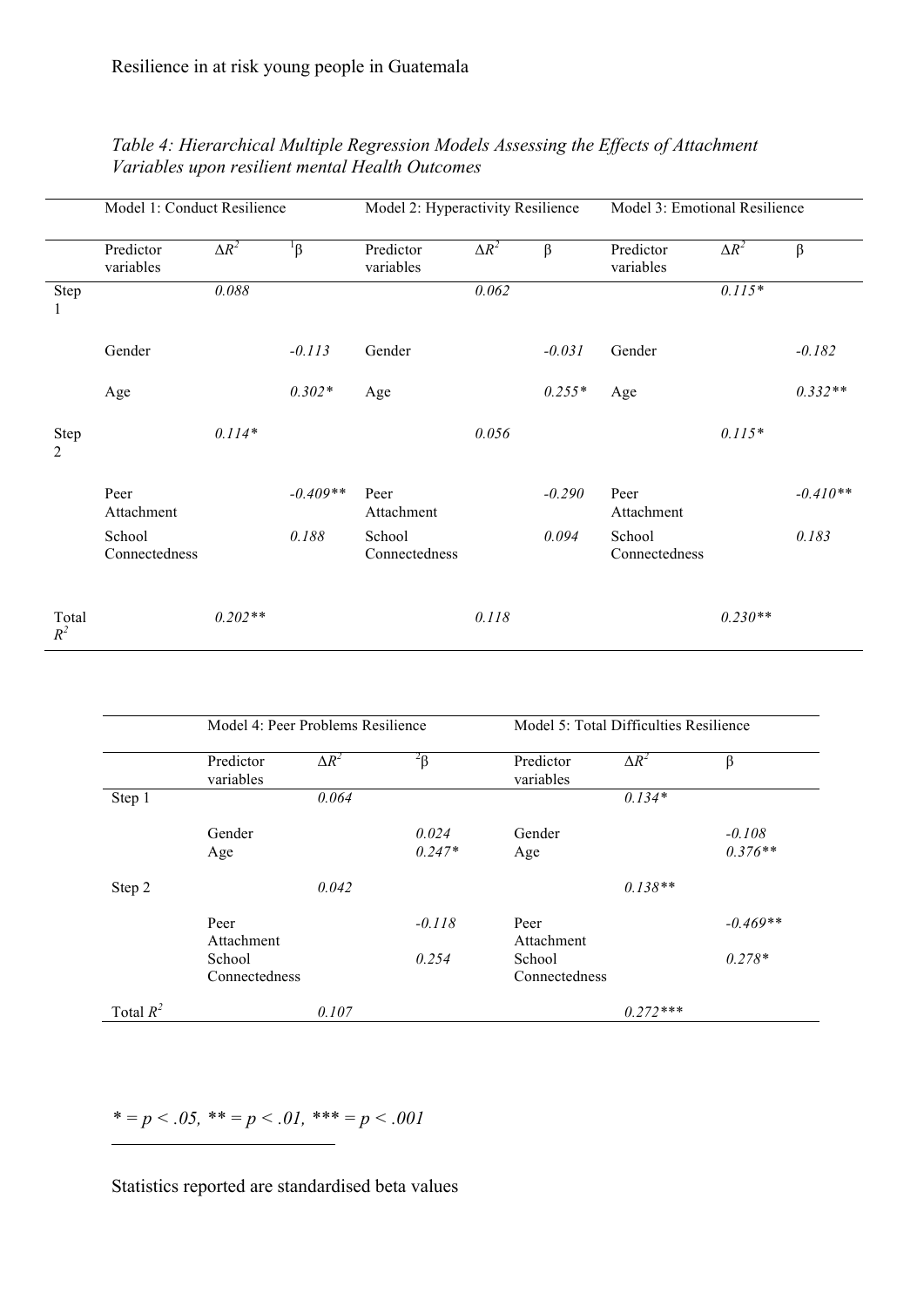*Table 4: Hierarchical Multiple Regression Models Assessing the Effects of Attachment Variables upon resilient mental Health Outcomes*

| | Model 1: Conduct Resilience | | | Model 2: Hyperactivity Resilience | | | Model 3: Emotional Resilience | | |
|---|---|---|---|---|---|---|---|---|---|
| | Predictor variables | $\Delta R^2$ | [1]β | Predictor variables | $\Delta R^2$ | β | Predictor variables | $\Delta R^2$ | β |
| Step 1 | | *0.088* | | | *0.062* | | | *0.115\** | |
| | Gender | | *-0.113* | Gender | | *-0.031* | Gender | | *-0.182* |
| | Age | | *0.302\** | Age | | *0.255\** | Age | | *0.332\*\** |
| Step 2 | | *0.114\** | | | *0.056* | | | *0.115\** | |
| | Peer Attachment | | *-0.409\*\** | Peer Attachment | | *-0.290* | Peer Attachment | | *-0.410\*\** |
| | School Connectedness | | *0.188* | School Connectedness | | *0.094* | School Connectedness | | *0.183* |
| Total $R^2$ | | *0.202\*\** | | | *0.118* | | | *0.230\*\** | |

| | Model 4: Peer Problems Resilience | | | Model 5: Total Difficulties Resilience | | |
|---|---|---|---|---|---|---|
| | Predictor variables | $\Delta R^2$ | [2]β | Predictor variables | $\Delta R^2$ | β |
| Step 1 | | *0.064* | | | *0.134\** | |
| | Gender | | *0.024* | Gender | | *-0.108* |
| | Age | | *0.247\** | Age | | *0.376\*\** |
| Step 2 | | *0.042* | | | *0.138\*\** | |
| | Peer Attachment | | *-0.118* | Peer Attachment | | *-0.469\*\** |
| | School Connectedness | | *0.254* | School Connectedness | | *0.278\** |
| Total $R^2$ | | *0.107* | | | *0.272\*\*\** | |

*\* = $p < .05$, \*\* = $p < .01$, \*\*\* = $p < .001$*

Statistics reported are standardised beta values